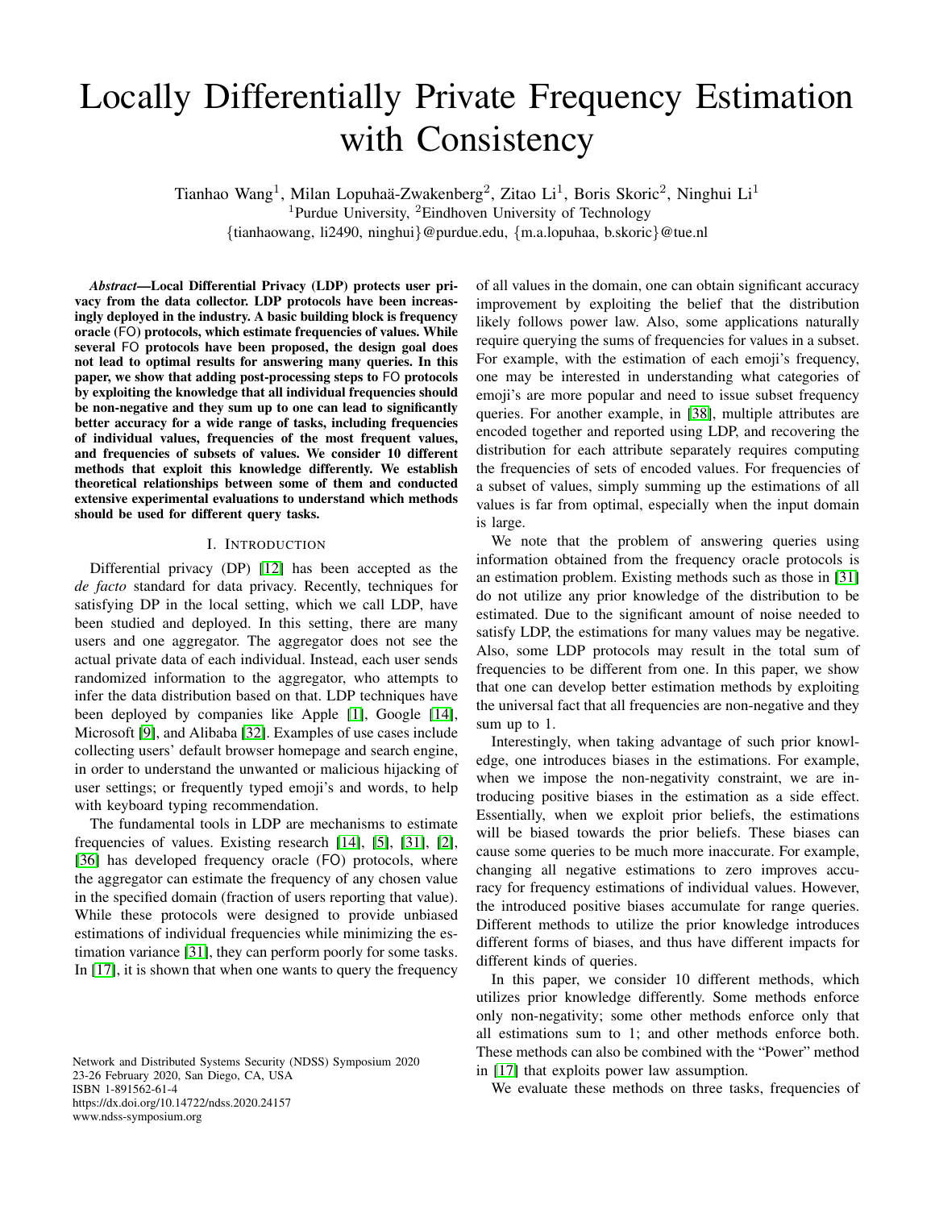# Locally Differentially Private Frequency Estimation with Consistency

Tianhao Wang[1], Milan Lopuhaä-Zwakenberg[2], Zitao Li[1], Boris Skoric[2], Ninghui Li[1]

[1]Purdue University, [2]Eindhoven University of Technology

{tianhaowang, li2490, ninghui}@purdue.edu, {m.a.lopuhaa, b.skoric}@tue.nl

***Abstract*—Local Differential Privacy (LDP) protects user privacy from the data collector. LDP protocols have been increasingly deployed in the industry. A basic building block is frequency oracle (FO) protocols, which estimate frequencies of values. While several FO protocols have been proposed, the design goal does not lead to optimal results for answering many queries. In this paper, we show that adding post-processing steps to FO protocols by exploiting the knowledge that all individual frequencies should be non-negative and they sum up to one can lead to significantly better accuracy for a wide range of tasks, including frequencies of individual values, frequencies of the most frequent values, and frequencies of subsets of values. We consider 10 different methods that exploit this knowledge differently. We establish theoretical relationships between some of them and conducted extensive experimental evaluations to understand which methods should be used for different query tasks.**

## I. Introduction

Differential privacy (DP) [12] has been accepted as the *de facto* standard for data privacy. Recently, techniques for satisfying DP in the local setting, which we call LDP, have been studied and deployed. In this setting, there are many users and one aggregator. The aggregator does not see the actual private data of each individual. Instead, each user sends randomized information to the aggregator, who attempts to infer the data distribution based on that. LDP techniques have been deployed by companies like Apple [1], Google [14], Microsoft [9], and Alibaba [32]. Examples of use cases include collecting users' default browser homepage and search engine, in order to understand the unwanted or malicious hijacking of user settings; or frequently typed emoji's and words, to help with keyboard typing recommendation.

The fundamental tools in LDP are mechanisms to estimate frequencies of values. Existing research [14], [5], [31], [2], [36] has developed frequency oracle (FO) protocols, where the aggregator can estimate the frequency of any chosen value in the specified domain (fraction of users reporting that value). While these protocols were designed to provide unbiased estimations of individual frequencies while minimizing the estimation variance [31], they can perform poorly for some tasks. In [17], it is shown that when one wants to query the frequency of all values in the domain, one can obtain significant accuracy improvement by exploiting the belief that the distribution likely follows power law. Also, some applications naturally require querying the sums of frequencies for values in a subset. For example, with the estimation of each emoji's frequency, one may be interested in understanding what categories of emoji's are more popular and need to issue subset frequency queries. For another example, in [38], multiple attributes are encoded together and reported using LDP, and recovering the distribution for each attribute separately requires computing the frequencies of sets of encoded values. For frequencies of a subset of values, simply summing up the estimations of all values is far from optimal, especially when the input domain is large.

We note that the problem of answering queries using information obtained from the frequency oracle protocols is an estimation problem. Existing methods such as those in [31] do not utilize any prior knowledge of the distribution to be estimated. Due to the significant amount of noise needed to satisfy LDP, the estimations for many values may be negative. Also, some LDP protocols may result in the total sum of frequencies to be different from one. In this paper, we show that one can develop better estimation methods by exploiting the universal fact that all frequencies are non-negative and they sum up to 1.

Interestingly, when taking advantage of such prior knowledge, one introduces biases in the estimations. For example, when we impose the non-negativity constraint, we are introducing positive biases in the estimation as a side effect. Essentially, when we exploit prior beliefs, the estimations will be biased towards the prior beliefs. These biases can cause some queries to be much more inaccurate. For example, changing all negative estimations to zero improves accuracy for frequency estimations of individual values. However, the introduced positive biases accumulate for range queries. Different methods to utilize the prior knowledge introduces different forms of biases, and thus have different impacts for different kinds of queries.

In this paper, we consider 10 different methods, which utilizes prior knowledge differently. Some methods enforce only non-negativity; some other methods enforce only that all estimations sum to 1; and other methods enforce both. These methods can also be combined with the "Power" method in [17] that exploits power law assumption.

We evaluate these methods on three tasks, frequencies of

Network and Distributed Systems Security (NDSS) Symposium 2020
23-26 February 2020, San Diego, CA, USA
ISBN 1-891562-61-4
https://dx.doi.org/10.14722/ndss.2020.24157
www.ndss-symposium.org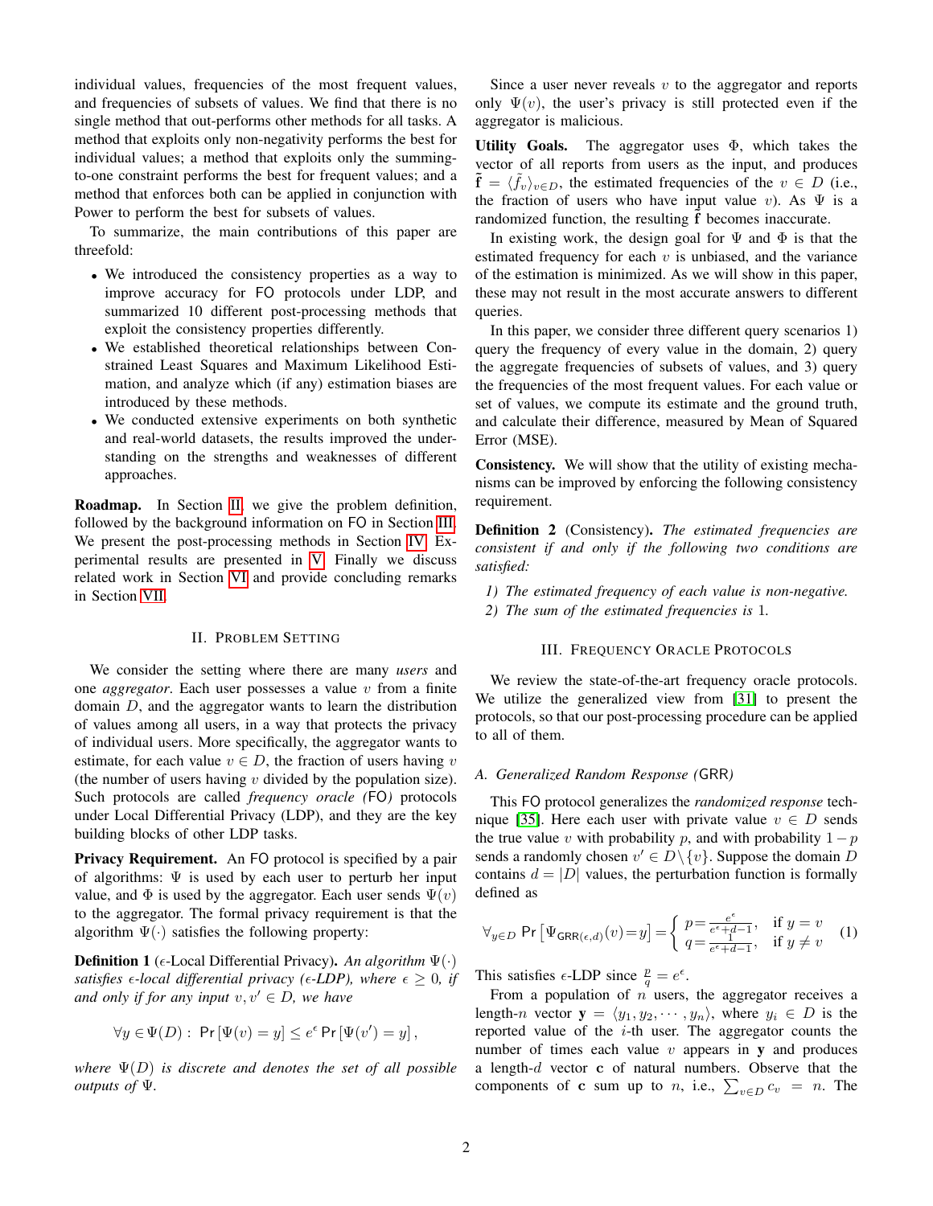individual values, frequencies of the most frequent values, and frequencies of subsets of values. We find that there is no single method that out-performs other methods for all tasks. A method that exploits only non-negativity performs the best for individual values; a method that exploits only the summing-to-one constraint performs the best for frequent values; and a method that enforces both can be applied in conjunction with Power to perform the best for subsets of values.

To summarize, the main contributions of this paper are threefold:

- We introduced the consistency properties as a way to improve accuracy for FO protocols under LDP, and summarized 10 different post-processing methods that exploit the consistency properties differently.
- We established theoretical relationships between Constrained Least Squares and Maximum Likelihood Estimation, and analyze which (if any) estimation biases are introduced by these methods.
- We conducted extensive experiments on both synthetic and real-world datasets, the results improved the understanding on the strengths and weaknesses of different approaches.

**Roadmap.** In Section II, we give the problem definition, followed by the background information on FO in Section III. We present the post-processing methods in Section IV. Experimental results are presented in V. Finally we discuss related work in Section VI and provide concluding remarks in Section VII.

## II. Problem Setting

We consider the setting where there are many *users* and one *aggregator*. Each user possesses a value $v$ from a finite domain $D$, and the aggregator wants to learn the distribution of values among all users, in a way that protects the privacy of individual users. More specifically, the aggregator wants to estimate, for each value $v \in D$, the fraction of users having $v$ (the number of users having $v$ divided by the population size). Such protocols are called *frequency oracle (*FO*)* protocols under Local Differential Privacy (LDP), and they are the key building blocks of other LDP tasks.

**Privacy Requirement.** An FO protocol is specified by a pair of algorithms: $\Psi$ is used by each user to perturb her input value, and $\Phi$ is used by the aggregator. Each user sends $\Psi(v)$ to the aggregator. The formal privacy requirement is that the algorithm $\Psi(\cdot)$ satisfies the following property:

**Definition 1** ($\epsilon$-Local Differential Privacy). *An algorithm $\Psi(\cdot)$ satisfies $\epsilon$-local differential privacy ($\epsilon$-LDP), where $\epsilon \geq 0$, if and only if for any input $v, v' \in D$, we have*

$$\forall y \in \Psi(D) : \ \Pr\left[\Psi(v) = y\right] \leq e^{\epsilon} \Pr\left[\Psi(v') = y\right],$$

*where $\Psi(D)$ is discrete and denotes the set of all possible outputs of $\Psi$.*

Since a user never reveals $v$ to the aggregator and reports only $\Psi(v)$, the user's privacy is still protected even if the aggregator is malicious.

**Utility Goals.** The aggregator uses $\Phi$, which takes the vector of all reports from users as the input, and produces $\tilde{\mathbf{f}} = \langle \tilde{f}_v \rangle_{v \in D}$, the estimated frequencies of the $v \in D$ (i.e., the fraction of users who have input value $v$). As $\Psi$ is a randomized function, the resulting $\tilde{\mathbf{f}}$ becomes inaccurate.

In existing work, the design goal for $\Psi$ and $\Phi$ is that the estimated frequency for each $v$ is unbiased, and the variance of the estimation is minimized. As we will show in this paper, these may not result in the most accurate answers to different queries.

In this paper, we consider three different query scenarios 1) query the frequency of every value in the domain, 2) query the aggregate frequencies of subsets of values, and 3) query the frequencies of the most frequent values. For each value or set of values, we compute its estimate and the ground truth, and calculate their difference, measured by Mean of Squared Error (MSE).

**Consistency.** We will show that the utility of existing mechanisms can be improved by enforcing the following consistency requirement.

**Definition 2** (Consistency). *The estimated frequencies are consistent if and only if the following two conditions are satisfied:*

*1) The estimated frequency of each value is non-negative.*
*2) The sum of the estimated frequencies is 1.*

## III. Frequency Oracle Protocols

We review the state-of-the-art frequency oracle protocols. We utilize the generalized view from [31] to present the protocols, so that our post-processing procedure can be applied to all of them.

### A. Generalized Random Response (GRR)

This FO protocol generalizes the *randomized response* technique [35]. Here each user with private value $v \in D$ sends the true value $v$ with probability $p$, and with probability $1-p$ sends a randomly chosen $v' \in D \setminus \{v\}$. Suppose the domain $D$ contains $d = |D|$ values, the perturbation function is formally defined as

$$\forall_{y \in D} \ \Pr\left[\Psi_{\mathsf{GRR}(\epsilon,d)}(v) = y\right] = \begin{cases} p = \frac{e^{\epsilon}}{e^{\epsilon}+d-1}, & \text{if } y = v \\ q = \frac{1}{e^{\epsilon}+d-1}, & \text{if } y \neq v \end{cases} \quad (1)$$

This satisfies $\epsilon$-LDP since $\frac{p}{q} = e^{\epsilon}$.

From a population of $n$ users, the aggregator receives a length-$n$ vector $\mathbf{y} = \langle y_1, y_2, \cdots, y_n \rangle$, where $y_i \in D$ is the reported value of the $i$-th user. The aggregator counts the number of times each value $v$ appears in $\mathbf{y}$ and produces a length-$d$ vector $\mathbf{c}$ of natural numbers. Observe that the components of $\mathbf{c}$ sum up to $n$, i.e., $\sum_{v \in D} c_v = n$. The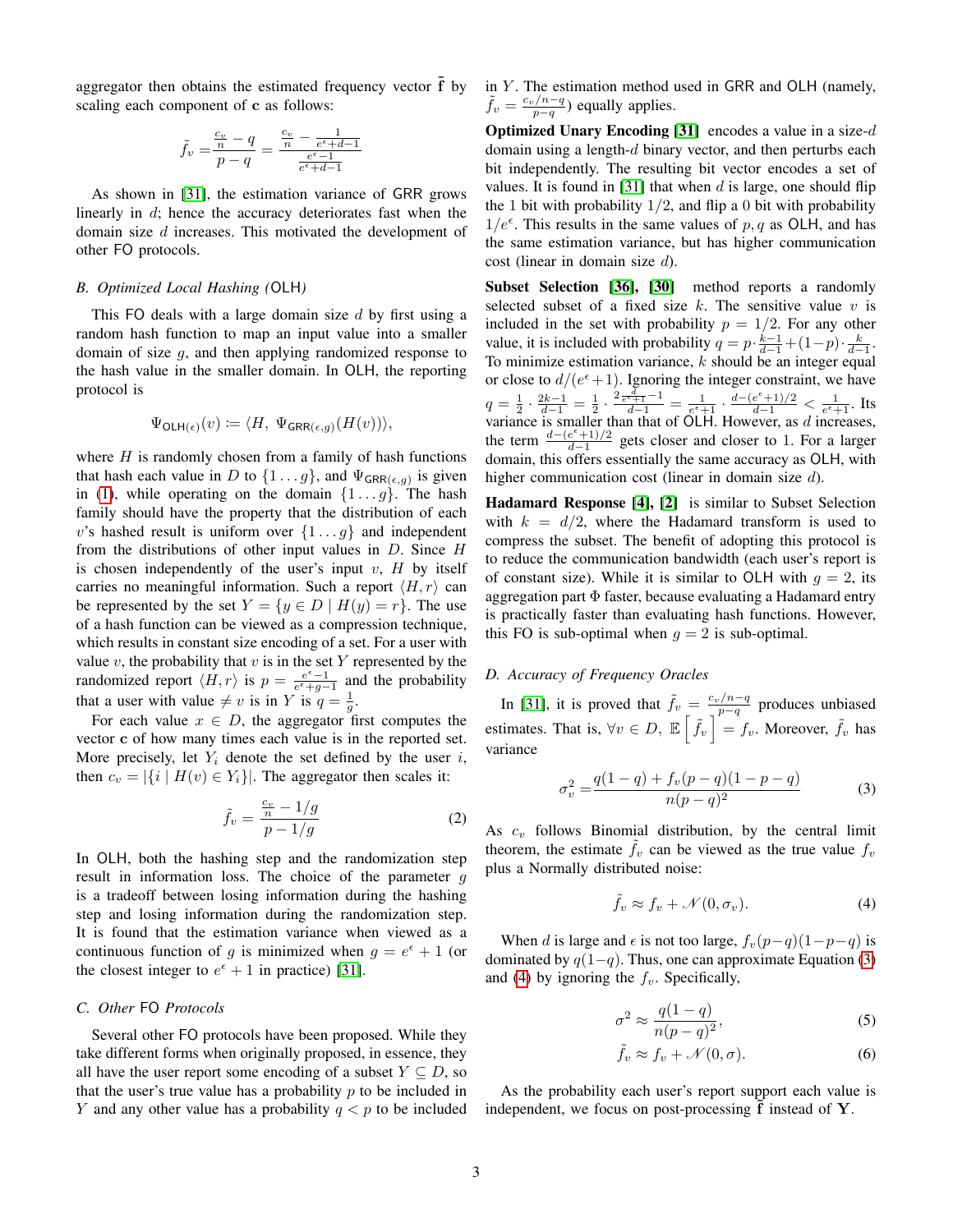aggregator then obtains the estimated frequency vector $\tilde{\mathbf{f}}$ by scaling each component of $\mathbf{c}$ as follows:

$$\tilde{f}_v = \frac{\frac{c_v}{n} - q}{p - q} = \frac{\frac{c_v}{n} - \frac{1}{e^\epsilon + d - 1}}{\frac{e^\epsilon - 1}{e^\epsilon + d - 1}}$$

As shown in [31], the estimation variance of GRR grows linearly in $d$; hence the accuracy deteriorates fast when the domain size $d$ increases. This motivated the development of other FO protocols.

### B. Optimized Local Hashing (OLH)

This FO deals with a large domain size $d$ by first using a random hash function to map an input value into a smaller domain of size $g$, and then applying randomized response to the hash value in the smaller domain. In OLH, the reporting protocol is

$$\Psi_{\mathsf{OLH}(\epsilon)}(v) := \langle H,\ \Psi_{\mathsf{GRR}(\epsilon,g)}(H(v)) \rangle,$$

where $H$ is randomly chosen from a family of hash functions that hash each value in $D$ to $\{1 \dots g\}$, and $\Psi_{\mathsf{GRR}(\epsilon,g)}$ is given in (1), while operating on the domain $\{1 \dots g\}$. The hash family should have the property that the distribution of each $v$'s hashed result is uniform over $\{1 \dots g\}$ and independent from the distributions of other input values in $D$. Since $H$ is chosen independently of the user's input $v$, $H$ by itself carries no meaningful information. Such a report $\langle H, r \rangle$ can be represented by the set $Y = \{y \in D \mid H(y) = r\}$. The use of a hash function can be viewed as a compression technique, which results in constant size encoding of a set. For a user with value $v$, the probability that $v$ is in the set $Y$ represented by the randomized report $\langle H, r \rangle$ is $p = \frac{e^\epsilon - 1}{e^\epsilon + g - 1}$ and the probability that a user with value $\neq v$ is in $Y$ is $q = \frac{1}{g}$.

For each value $x \in D$, the aggregator first computes the vector $\mathbf{c}$ of how many times each value is in the reported set. More precisely, let $Y_i$ denote the set defined by the user $i$, then $c_v = |\{i \mid H(v) \in Y_i\}|$. The aggregator then scales it:

$$\tilde{f}_v = \frac{\frac{c_v}{n} - 1/g}{p - 1/g} \tag{2}$$

In OLH, both the hashing step and the randomization step result in information loss. The choice of the parameter $g$ is a tradeoff between losing information during the hashing step and losing information during the randomization step. It is found that the estimation variance when viewed as a continuous function of $g$ is minimized when $g = e^\epsilon + 1$ (or the closest integer to $e^\epsilon + 1$ in practice) [31].

### C. Other FO Protocols

Several other FO protocols have been proposed. While they take different forms when originally proposed, in essence, they all have the user report some encoding of a subset $Y \subseteq D$, so that the user's true value has a probability $p$ to be included in $Y$ and any other value has a probability $q < p$ to be included in $Y$. The estimation method used in GRR and OLH (namely, $\tilde{f}_v = \frac{c_v/n - q}{p - q}$) equally applies.

**Optimized Unary Encoding [31]** encodes a value in a size-$d$ domain using a length-$d$ binary vector, and then perturbs each bit independently. The resulting bit vector encodes a set of values. It is found in [31] that when $d$ is large, one should flip the 1 bit with probability $1/2$, and flip a 0 bit with probability $1/e^\epsilon$. This results in the same values of $p, q$ as OLH, and has the same estimation variance, but has higher communication cost (linear in domain size $d$).

**Subset Selection [36], [30]** method reports a randomly selected subset of a fixed size $k$. The sensitive value $v$ is included in the set with probability $p = 1/2$. For any other value, it is included with probability $q = p \cdot \frac{k-1}{d-1} + (1-p) \cdot \frac{k}{d-1}$. To minimize estimation variance, $k$ should be an integer equal or close to $d/(e^\epsilon + 1)$. Ignoring the integer constraint, we have $q = \frac{1}{2} \cdot \frac{2k-1}{d-1} = \frac{1}{2} \cdot \frac{2\frac{d}{e^\epsilon+1} - 1}{d-1} = \frac{1}{e^\epsilon+1} \cdot \frac{d - (e^\epsilon+1)/2}{d-1} < \frac{1}{e^\epsilon+1}$. Its variance is smaller than that of OLH. However, as $d$ increases, the term $\frac{d-(e^\epsilon+1)/2}{d-1}$ gets closer and closer to 1. For a larger domain, this offers essentially the same accuracy as OLH, with higher communication cost (linear in domain size $d$).

**Hadamard Response [4], [2]** is similar to Subset Selection with $k = d/2$, where the Hadamard transform is used to compress the subset. The benefit of adopting this protocol is to reduce the communication bandwidth (each user's report is of constant size). While it is similar to OLH with $g = 2$, its aggregation part $\Phi$ faster, because evaluating a Hadamard entry is practically faster than evaluating hash functions. However, this FO is sub-optimal when $g = 2$ is sub-optimal.

### D. Accuracy of Frequency Oracles

In [31], it is proved that $\tilde{f}_v = \frac{c_v/n - q}{p - q}$ produces unbiased estimates. That is, $\forall v \in D,\ \mathbb{E}\left[\tilde{f}_v\right] = f_v$. Moreover, $\tilde{f}_v$ has variance

$$\sigma_v^2 = \frac{q(1-q) + f_v(p-q)(1-p-q)}{n(p-q)^2} \tag{3}$$

As $c_v$ follows Binomial distribution, by the central limit theorem, the estimate $\tilde{f}_v$ can be viewed as the true value $f_v$ plus a Normally distributed noise:

$$\tilde{f}_v \approx f_v + \mathcal{N}(0, \sigma_v). \tag{4}$$

When $d$ is large and $\epsilon$ is not too large, $f_v(p-q)(1-p-q)$ is dominated by $q(1-q)$. Thus, one can approximate Equation (3) and (4) by ignoring the $f_v$. Specifically,

$$\sigma^2 \approx \frac{q(1-q)}{n(p-q)^2}, \tag{5}$$

$$\tilde{f}_v \approx f_v + \mathcal{N}(0, \sigma). \tag{6}$$

As the probability each user's report support each value is independent, we focus on post-processing $\tilde{\mathbf{f}}$ instead of $\mathbf{Y}$.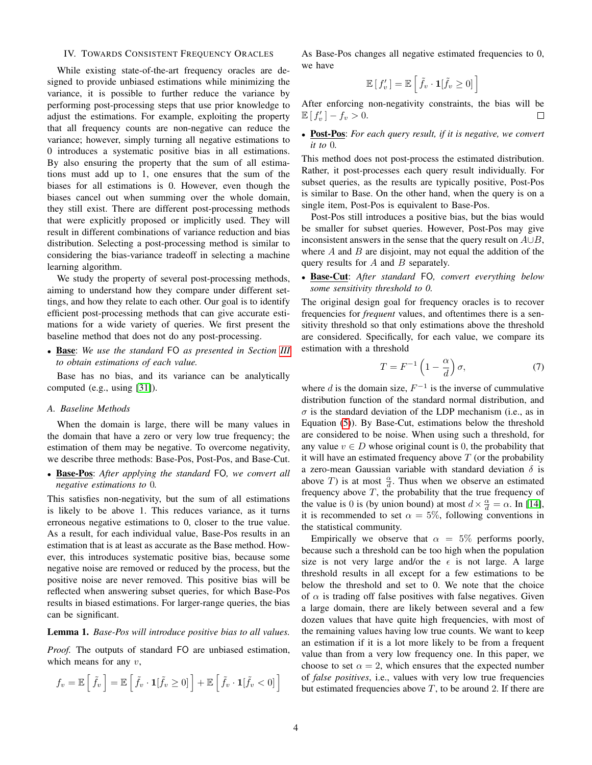## IV. Towards Consistent Frequency Oracles

While existing state-of-the-art frequency oracles are designed to provide unbiased estimations while minimizing the variance, it is possible to further reduce the variance by performing post-processing steps that use prior knowledge to adjust the estimations. For example, exploiting the property that all frequency counts are non-negative can reduce the variance; however, simply turning all negative estimations to 0 introduces a systematic positive bias in all estimations. By also ensuring the property that the sum of all estimations must add up to 1, one ensures that the sum of the biases for all estimations is 0. However, even though the biases cancel out when summing over the whole domain, they still exist. There are different post-processing methods that were explicitly proposed or implicitly used. They will result in different combinations of variance reduction and bias distribution. Selecting a post-processing method is similar to considering the bias-variance tradeoff in selecting a machine learning algorithm.

We study the property of several post-processing methods, aiming to understand how they compare under different settings, and how they relate to each other. Our goal is to identify efficient post-processing methods that can give accurate estimations for a wide variety of queries. We first present the baseline method that does not do any post-processing.

- **Base**: *We use the standard* FO *as presented in Section III to obtain estimations of each value.*

Base has no bias, and its variance can be analytically computed (e.g., using [31]).

### A. Baseline Methods

When the domain is large, there will be many values in the domain that have a zero or very low true frequency; the estimation of them may be negative. To overcome negativity, we describe three methods: Base-Pos, Post-Pos, and Base-Cut.

- **Base-Pos**: *After applying the standard* FO*, we convert all negative estimations to* 0*.*

This satisfies non-negativity, but the sum of all estimations is likely to be above 1. This reduces variance, as it turns erroneous negative estimations to 0, closer to the true value. As a result, for each individual value, Base-Pos results in an estimation that is at least as accurate as the Base method. However, this introduces systematic positive bias, because some negative noise are removed or reduced by the process, but the positive noise are never removed. This positive bias will be reflected when answering subset queries, for which Base-Pos results in biased estimations. For larger-range queries, the bias can be significant.

**Lemma 1.** *Base-Pos will introduce positive bias to all values.*

*Proof.* The outputs of standard FO are unbiased estimation, which means for any $v$,

$$f_v = \mathbb{E}\left[\,\tilde{f}_v\,\right] = \mathbb{E}\left[\,\tilde{f}_v \cdot \mathbf{1}[\tilde{f}_v \geq 0]\,\right] + \mathbb{E}\left[\,\tilde{f}_v \cdot \mathbf{1}[\tilde{f}_v < 0]\,\right]$$

As Base-Pos changes all negative estimated frequencies to 0, we have

$$\mathbb{E}\left[\,f'_v\,\right] = \mathbb{E}\left[\,\tilde{f}_v \cdot \mathbf{1}[\tilde{f}_v \geq 0]\,\right]$$

After enforcing non-negativity constraints, the bias will be $\mathbb{E}\left[\,f'_v\,\right] - f_v > 0$. □

- **Post-Pos**: *For each query result, if it is negative, we convert it to* 0*.*

This method does not post-process the estimated distribution. Rather, it post-processes each query result individually. For subset queries, as the results are typically positive, Post-Pos is similar to Base. On the other hand, when the query is on a single item, Post-Pos is equivalent to Base-Pos.

Post-Pos still introduces a positive bias, but the bias would be smaller for subset queries. However, Post-Pos may give inconsistent answers in the sense that the query result on $A \cup B$, where $A$ and $B$ are disjoint, may not equal the addition of the query results for $A$ and $B$ separately.

- **Base-Cut**: *After standard* FO*, convert everything below some sensitivity threshold to 0.*

The original design goal for frequency oracles is to recover frequencies for *frequent* values, and oftentimes there is a sensitivity threshold so that only estimations above the threshold are considered. Specifically, for each value, we compare its estimation with a threshold

$$T = F^{-1}\left(1 - \frac{\alpha}{d}\right)\sigma, \tag{7}$$

where $d$ is the domain size, $F^{-1}$ is the inverse of cummulative distribution function of the standard normal distribution, and $\sigma$ is the standard deviation of the LDP mechanism (i.e., as in Equation (5)). By Base-Cut, estimations below the threshold are considered to be noise. When using such a threshold, for any value $v \in D$ whose original count is 0, the probability that it will have an estimated frequency above $T$ (or the probability a zero-mean Gaussian variable with standard deviation $\delta$ is above $T$) is at most $\frac{\alpha}{d}$. Thus when we observe an estimated frequency above $T$, the probability that the true frequency of the value is 0 is (by union bound) at most $d \times \frac{\alpha}{d} = \alpha$. In [14], it is recommended to set $\alpha = 5\%$, following conventions in the statistical community.

Empirically we observe that $\alpha = 5\%$ performs poorly, because such a threshold can be too high when the population size is not very large and/or the $\epsilon$ is not large. A large threshold results in all except for a few estimations to be below the threshold and set to 0. We note that the choice of $\alpha$ is trading off false positives with false negatives. Given a large domain, there are likely between several and a few dozen values that have quite high frequencies, with most of the remaining values having low true counts. We want to keep an estimation if it is a lot more likely to be from a frequent value than from a very low frequency one. In this paper, we choose to set $\alpha = 2$, which ensures that the expected number of *false positives*, i.e., values with very low true frequencies but estimated frequencies above $T$, to be around 2. If there are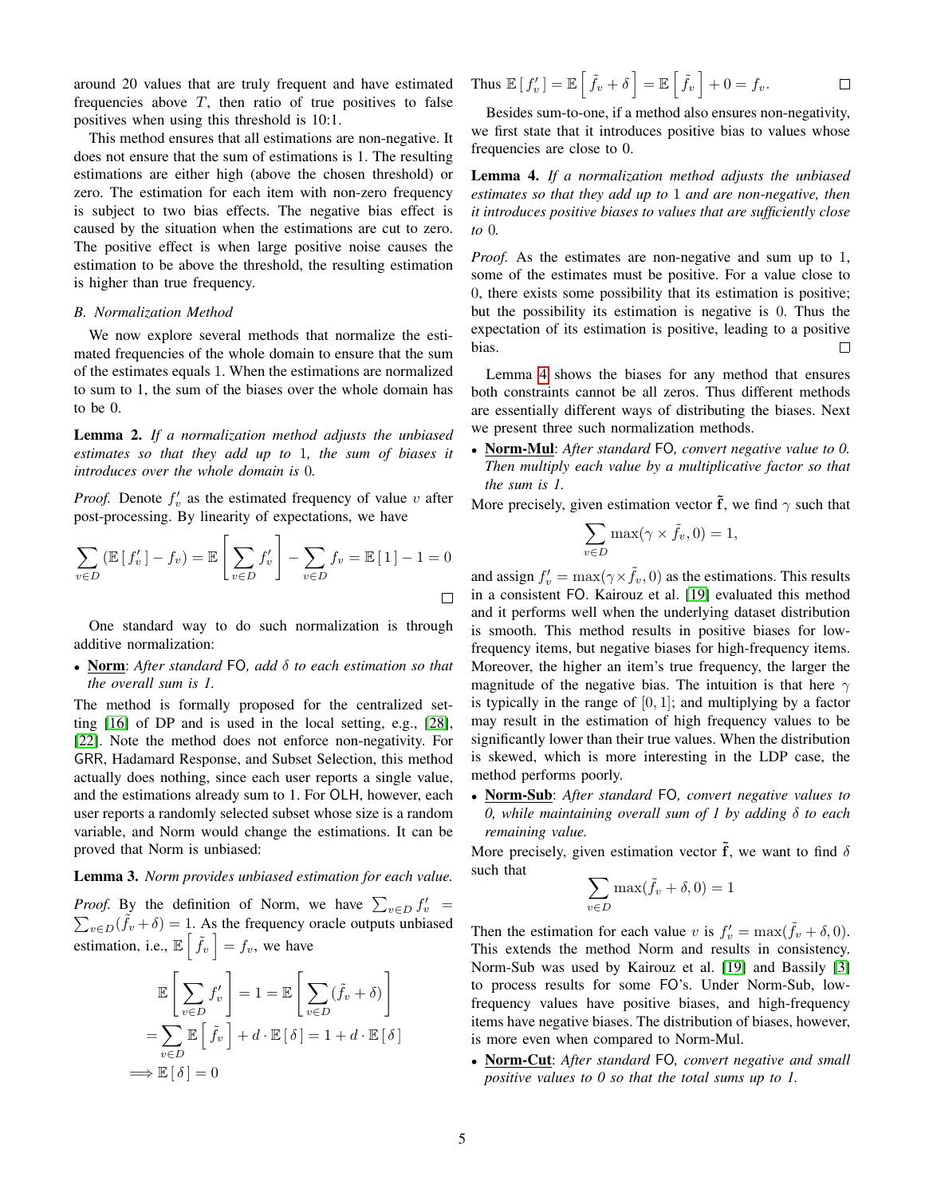around 20 values that are truly frequent and have estimated frequencies above $T$, then ratio of true positives to false positives when using this threshold is 10:1.

This method ensures that all estimations are non-negative. It does not ensure that the sum of estimations is 1. The resulting estimations are either high (above the chosen threshold) or zero. The estimation for each item with non-zero frequency is subject to two bias effects. The negative bias effect is caused by the situation when the estimations are cut to zero. The positive effect is when large positive noise causes the estimation to be above the threshold, the resulting estimation is higher than true frequency.

### B. Normalization Method

We now explore several methods that normalize the estimated frequencies of the whole domain to ensure that the sum of the estimates equals 1. When the estimations are normalized to sum to 1, the sum of the biases over the whole domain has to be 0.

**Lemma 2.** *If a normalization method adjusts the unbiased estimates so that they add up to* 1*, the sum of biases it introduces over the whole domain is* 0*.*

*Proof.* Denote $f'_v$ as the estimated frequency of value $v$ after post-processing. By linearity of expectations, we have

$$\sum_{v\in D}\left(\mathbb{E}\left[\,f'_v\,\right]-f_v\right)=\mathbb{E}\left[\sum_{v\in D}f'_v\right]-\sum_{v\in D}f_v=\mathbb{E}\left[\,1\,\right]-1=0$$

□

One standard way to do such normalization is through additive normalization:

- **Norm**: *After standard* FO*, add* $\delta$ *to each estimation so that the overall sum is 1.*

The method is formally proposed for the centralized setting [16] of DP and is used in the local setting, e.g., [28], [22]. Note the method does not enforce non-negativity. For GRR, Hadamard Response, and Subset Selection, this method actually does nothing, since each user reports a single value, and the estimations already sum to 1. For OLH, however, each user reports a randomly selected subset whose size is a random variable, and Norm would change the estimations. It can be proved that Norm is unbiased:

**Lemma 3.** *Norm provides unbiased estimation for each value.*

*Proof.* By the definition of Norm, we have $\sum_{v\in D} f'_v = \sum_{v\in D}(\tilde{f}_v+\delta)=1$. As the frequency oracle outputs unbiased estimation, i.e., $\mathbb{E}\left[\,\tilde{f}_v\,\right]=f_v$, we have

$$\begin{aligned}
&\mathbb{E}\left[\sum_{v\in D}f'_v\right]=1=\mathbb{E}\left[\sum_{v\in D}(\tilde{f}_v+\delta)\right]\\
&=\sum_{v\in D}\mathbb{E}\left[\,\tilde{f}_v\,\right]+d\cdot\mathbb{E}\left[\,\delta\,\right]=1+d\cdot\mathbb{E}\left[\,\delta\,\right]\\
&\Longrightarrow \mathbb{E}\left[\,\delta\,\right]=0
\end{aligned}$$

Thus $\mathbb{E}\left[\,f'_v\,\right]=\mathbb{E}\left[\,\tilde{f}_v+\delta\,\right]=\mathbb{E}\left[\,\tilde{f}_v\,\right]+0=f_v$. □

Besides sum-to-one, if a method also ensures non-negativity, we first state that it introduces positive bias to values whose frequencies are close to 0.

**Lemma 4.** *If a normalization method adjusts the unbiased estimates so that they add up to* 1 *and are non-negative, then it introduces positive biases to values that are sufficiently close to* 0*.*

*Proof.* As the estimates are non-negative and sum up to 1, some of the estimates must be positive. For a value close to 0, there exists some possibility that its estimation is positive; but the possibility its estimation is negative is 0. Thus the expectation of its estimation is positive, leading to a positive bias. □

Lemma 4 shows the biases for any method that ensures both constraints cannot be all zeros. Thus different methods are essentially different ways of distributing the biases. Next we present three such normalization methods.

- **Norm-Mul**: *After standard* FO*, convert negative value to 0. Then multiply each value by a multiplicative factor so that the sum is 1.*

More precisely, given estimation vector $\tilde{\mathbf{f}}$, we find $\gamma$ such that

$$\sum_{v\in D}\max(\gamma\times\tilde{f}_v,0)=1,$$

and assign $f'_v=\max(\gamma\times\tilde{f}_v,0)$ as the estimations. This results in a consistent FO. Kairouz et al. [19] evaluated this method and it performs well when the underlying dataset distribution is smooth. This method results in positive biases for low-frequency items, but negative biases for high-frequency items. Moreover, the higher an item's true frequency, the larger the magnitude of the negative bias. The intuition is that here $\gamma$ is typically in the range of $[0,1]$; and multiplying by a factor may result in the estimation of high frequency values to be significantly lower than their true values. When the distribution is skewed, which is more interesting in the LDP case, the method performs poorly.

- **Norm-Sub**: *After standard* FO*, convert negative values to 0, while maintaining overall sum of 1 by adding* $\delta$ *to each remaining value.*

More precisely, given estimation vector $\tilde{\mathbf{f}}$, we want to find $\delta$ such that

$$\sum_{v\in D}\max(\tilde{f}_v+\delta,0)=1$$

Then the estimation for each value $v$ is $f'_v=\max(\tilde{f}_v+\delta,0)$. This extends the method Norm and results in consistency. Norm-Sub was used by Kairouz et al. [19] and Bassily [3] to process results for some FO's. Under Norm-Sub, low-frequency values have positive biases, and high-frequency items have negative biases. The distribution of biases, however, is more even when compared to Norm-Mul.

- **Norm-Cut**: *After standard* FO*, convert negative and small positive values to 0 so that the total sums up to 1.*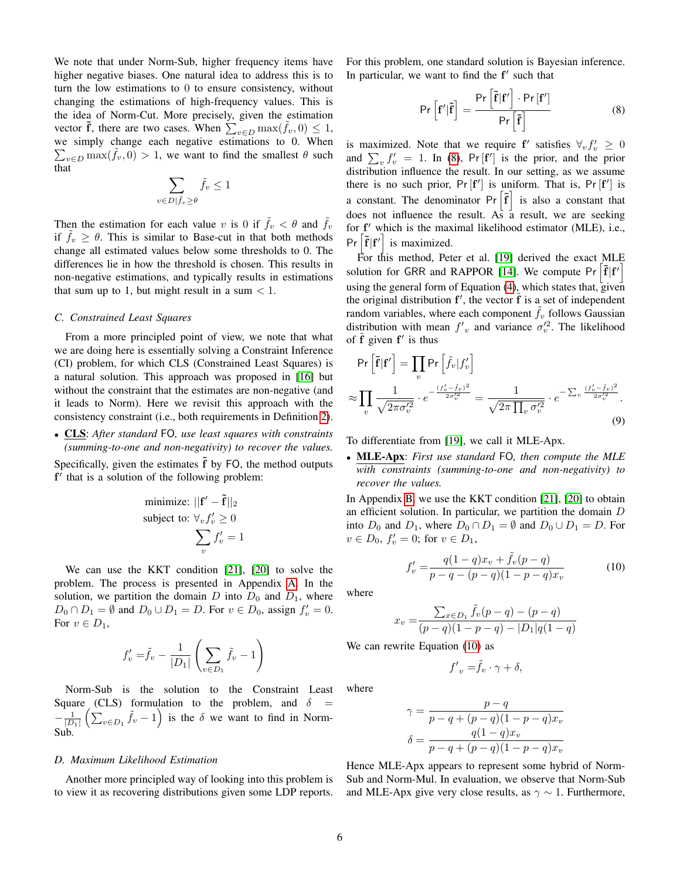We note that under Norm-Sub, higher frequency items have higher negative biases. One natural idea to address this is to turn the low estimations to 0 to ensure consistency, without changing the estimations of high-frequency values. This is the idea of Norm-Cut. More precisely, given the estimation vector $\tilde{\mathbf{f}}$, there are two cases. When $\sum_{v\in D}\max(\tilde{f}_v, 0) \leq 1$, we simply change each negative estimations to 0. When $\sum_{v\in D}\max(\tilde{f}_v, 0) > 1$, we want to find the smallest $\theta$ such that

$$\sum_{v\in D|\tilde{f}_v\geq\theta} \tilde{f}_v \leq 1$$

Then the estimation for each value $v$ is 0 if $\tilde{f}_v < \theta$ and $\tilde{f}_v$ if $\tilde{f}_v \geq \theta$. This is similar to Base-cut in that both methods change all estimated values below some thresholds to 0. The differences lie in how the threshold is chosen. This results in non-negative estimations, and typically results in estimations that sum up to 1, but might result in a sum $< 1$.

### C. Constrained Least Squares

From a more principled point of view, we note that what we are doing here is essentially solving a Constraint Inference (CI) problem, for which CLS (Constrained Least Squares) is a natural solution. This approach was proposed in [16] but without the constraint that the estimates are non-negative (and it leads to Norm). Here we revisit this approach with the consistency constraint (i.e., both requirements in Definition 2).

- **CLS**: *After standard* FO*, use least squares with constraints (summing-to-one and non-negativity) to recover the values.*

Specifically, given the estimates $\tilde{\mathbf{f}}$ by FO, the method outputs $\mathbf{f}'$ that is a solution of the following problem:

$$\begin{aligned}\text{minimize: } & ||\mathbf{f}' - \tilde{\mathbf{f}}||_2 \\ \text{subject to: } & \forall_v f'_v \geq 0 \\ & \sum_v f'_v = 1\end{aligned}$$

We can use the KKT condition [21], [20] to solve the problem. The process is presented in Appendix A. In the solution, we partition the domain $D$ into $D_0$ and $D_1$, where $D_0 \cap D_1 = \emptyset$ and $D_0 \cup D_1 = D$. For $v \in D_0$, assign $f'_v = 0$. For $v \in D_1$,

$$f'_v = \tilde{f}_v - \frac{1}{|D_1|}\left(\sum_{v\in D_1}\tilde{f}_v - 1\right)$$

Norm-Sub is the solution to the Constraint Least Square (CLS) formulation to the problem, and $\delta = -\frac{1}{|D_1|}\left(\sum_{v\in D_1}\tilde{f}_v - 1\right)$ is the $\delta$ we want to find in Norm-Sub.

### D. Maximum Likelihood Estimation

Another more principled way of looking into this problem is to view it as recovering distributions given some LDP reports. For this problem, one standard solution is Bayesian inference. In particular, we want to find the $\mathbf{f}'$ such that

$$\Pr\left[\mathbf{f}'|\tilde{\mathbf{f}}\right] = \frac{\Pr\left[\tilde{\mathbf{f}}|\mathbf{f}'\right]\cdot\Pr\left[\mathbf{f}'\right]}{\Pr\left[\tilde{\mathbf{f}}\right]} \tag{8}$$

is maximized. Note that we require $\mathbf{f}'$ satisfies $\forall_v f'_v \geq 0$ and $\sum_v f'_v = 1$. In (8), $\Pr[\mathbf{f}']$ is the prior, and the prior distribution influence the result. In our setting, as we assume there is no such prior, $\Pr[\mathbf{f}']$ is uniform. That is, $\Pr[\mathbf{f}']$ is a constant. The denominator $\Pr\left[\tilde{\mathbf{f}}\right]$ is also a constant that does not influence the result. As a result, we are seeking for $\mathbf{f}'$ which is the maximal likelihood estimator (MLE), i.e., $\Pr\left[\tilde{\mathbf{f}}|\mathbf{f}'\right]$ is maximized.

For this method, Peter et al. [19] derived the exact MLE solution for GRR and RAPPOR [14]. We compute $\Pr\left[\tilde{\mathbf{f}}|\mathbf{f}'\right]$ using the general form of Equation (4), which states that, given the original distribution $\mathbf{f}'$, the vector $\tilde{\mathbf{f}}$ is a set of independent random variables, where each component $\tilde{f}_v$ follows Gaussian distribution with mean $f'_v$ and variance $\sigma'^2_v$. The likelihood of $\tilde{\mathbf{f}}$ given $\mathbf{f}'$ is thus

$$\begin{aligned}\Pr\left[\tilde{\mathbf{f}}|\mathbf{f}'\right] &= \prod_v \Pr\left[\tilde{f}_v|f'_v\right] \\ &\approx \prod_v \frac{1}{\sqrt{2\pi\sigma'^2_v}}\cdot e^{-\frac{(f'_v-\tilde{f}_v)^2}{2\sigma'^2_v}} = \frac{1}{\sqrt{2\pi\prod_v\sigma'^2_v}}\cdot e^{-\sum_v\frac{(f'_v-\tilde{f}_v)^2}{2\sigma'^2_v}}.\end{aligned} \tag{9}$$

To differentiate from [19], we call it MLE-Apx.

- **MLE-Apx**: *First use standard* FO*, then compute the MLE with constraints (summing-to-one and non-negativity) to recover the values.*

In Appendix B, we use the KKT condition [21], [20] to obtain an efficient solution. In particular, we partition the domain $D$ into $D_0$ and $D_1$, where $D_0 \cap D_1 = \emptyset$ and $D_0 \cup D_1 = D$. For $v \in D_0$, $f'_v = 0$; for $v \in D_1$,

$$f'_v = \frac{q(1-q)x_v + \tilde{f}_v(p-q)}{p-q-(p-q)(1-p-q)x_v} \tag{10}$$

where

$$x_v = \frac{\sum_{x\in D_1}\tilde{f}_v(p-q)-(p-q)}{(p-q)(1-p-q)-|D_1|q(1-q)}$$

We can rewrite Equation (10) as

$$f'_v = \tilde{f}_v\cdot\gamma + \delta,$$

where

$$\begin{aligned}\gamma &= \frac{p-q}{p-q+(p-q)(1-p-q)x_v} \\ \delta &= \frac{q(1-q)x_v}{p-q+(p-q)(1-p-q)x_v}\end{aligned}$$

Hence MLE-Apx appears to represent some hybrid of Norm-Sub and Norm-Mul. In evaluation, we observe that Norm-Sub and MLE-Apx give very close results, as $\gamma \sim 1$. Furthermore,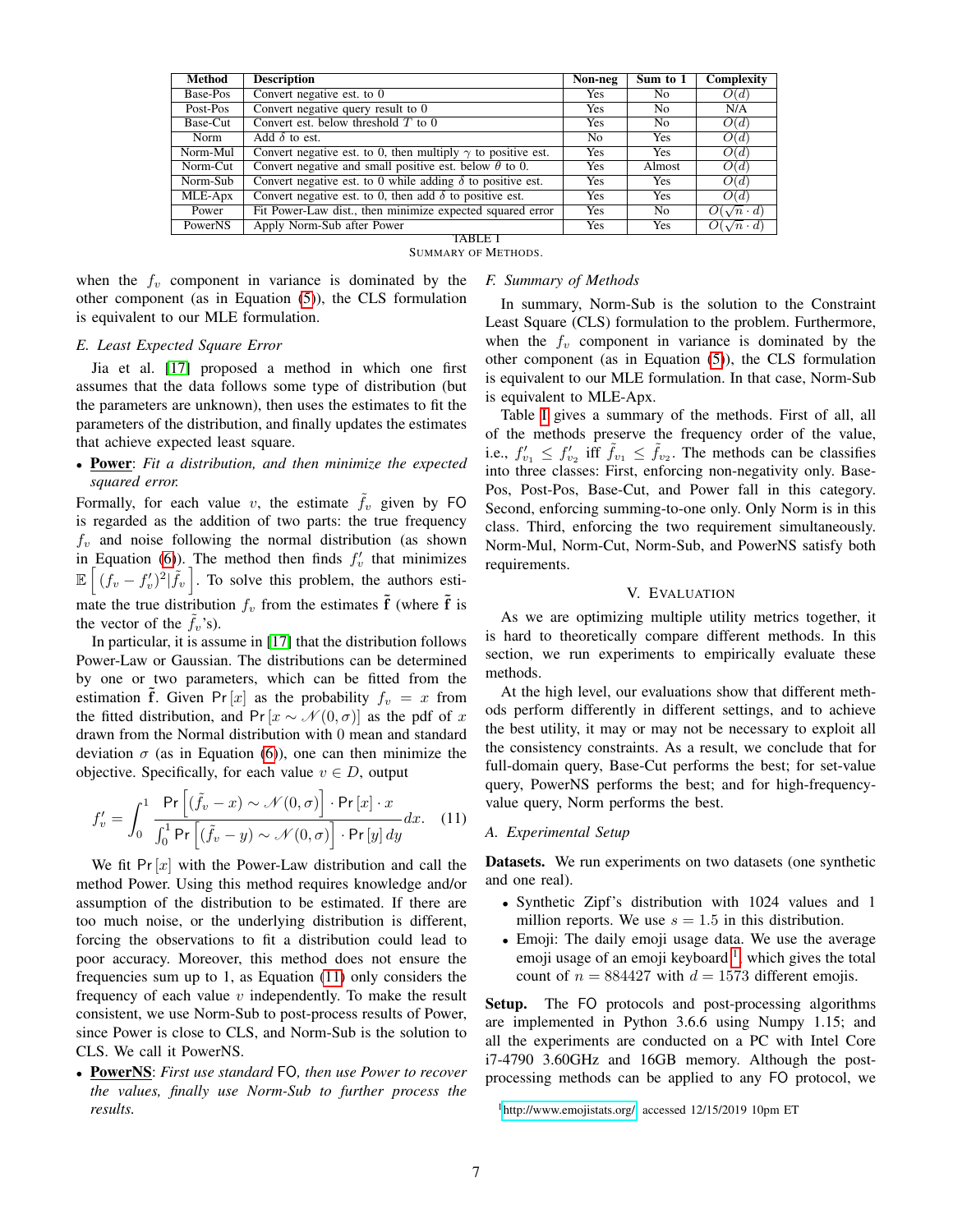| Method | Description | Non-neg | Sum to 1 | Complexity |
|---|---|---|---|---|
| Base-Pos | Convert negative est. to 0 | Yes | No | $O(d)$ |
| Post-Pos | Convert negative query result to 0 | Yes | No | N/A |
| Base-Cut | Convert est. below threshold $T$ to 0 | Yes | No | $O(d)$ |
| Norm | Add $\delta$ to est. | No | Yes | $O(d)$ |
| Norm-Mul | Convert negative est. to 0, then multiply $\gamma$ to positive est. | Yes | Yes | $O(d)$ |
| Norm-Cut | Convert negative and small positive est. below $\theta$ to 0. | Yes | Almost | $O(d)$ |
| Norm-Sub | Convert negative est. to 0 while adding $\delta$ to positive est. | Yes | Yes | $O(d)$ |
| MLE-Apx | Convert negative est. to 0, then add $\delta$ to positive est. | Yes | Yes | $O(d)$ |
| Power | Fit Power-Law dist., then minimize expected squared error | Yes | No | $O(\sqrt{n} \cdot d)$ |
| PowerNS | Apply Norm-Sub after Power | Yes | Yes | $O(\sqrt{n} \cdot d)$ |

TABLE I
SUMMARY OF METHODS.

when the $f_v$ component in variance is dominated by the other component (as in Equation (5)), the CLS formulation is equivalent to our MLE formulation.

### E. Least Expected Square Error

Jia et al. [17] proposed a method in which one first assumes that the data follows some type of distribution (but the parameters are unknown), then uses the estimates to fit the parameters of the distribution, and finally updates the estimates that achieve expected least square.

- **Power**: *Fit a distribution, and then minimize the expected squared error.*

Formally, for each value $v$, the estimate $\tilde{f}_v$ given by FO is regarded as the addition of two parts: the true frequency $f_v$ and noise following the normal distribution (as shown in Equation (6)). The method then finds $f'_v$ that minimizes $\mathbb{E}\left[(f_v - f'_v)^2 | \tilde{f}_v\right]$. To solve this problem, the authors estimate the true distribution $f_v$ from the estimates $\tilde{\mathbf{f}}$ (where $\tilde{\mathbf{f}}$ is the vector of the $\tilde{f}_v$'s).

In particular, it is assume in [17] that the distribution follows Power-Law or Gaussian. The distributions can be determined by one or two parameters, which can be fitted from the estimation $\tilde{\mathbf{f}}$. Given $\Pr[x]$ as the probability $f_v = x$ from the fitted distribution, and $\Pr[x \sim \mathcal{N}(0, \sigma)]$ as the pdf of $x$ drawn from the Normal distribution with 0 mean and standard deviation $\sigma$ (as in Equation (6)), one can then minimize the objective. Specifically, for each value $v \in D$, output

$$f'_v = \int_0^1 \frac{\Pr\left[(\tilde{f}_v - x) \sim \mathcal{N}(0, \sigma)\right] \cdot \Pr[x] \cdot x}{\int_0^1 \Pr\left[(\tilde{f}_v - y) \sim \mathcal{N}(0, \sigma)\right] \cdot \Pr[y]\, dy} dx. \quad (11)$$

We fit $\Pr[x]$ with the Power-Law distribution and call the method Power. Using this method requires knowledge and/or assumption of the distribution to be estimated. If there are too much noise, or the underlying distribution is different, forcing the observations to fit a distribution could lead to poor accuracy. Moreover, this method does not ensure the frequencies sum up to 1, as Equation (11) only considers the frequency of each value $v$ independently. To make the result consistent, we use Norm-Sub to post-process results of Power, since Power is close to CLS, and Norm-Sub is the solution to CLS. We call it PowerNS.

- **PowerNS**: *First use standard FO, then use Power to recover the values, finally use Norm-Sub to further process the results.*

### F. Summary of Methods

In summary, Norm-Sub is the solution to the Constraint Least Square (CLS) formulation to the problem. Furthermore, when the $f_v$ component in variance is dominated by the other component (as in Equation (5)), the CLS formulation is equivalent to our MLE formulation. In that case, Norm-Sub is equivalent to MLE-Apx.

Table I gives a summary of the methods. First of all, all of the methods preserve the frequency order of the value, i.e., $f'_{v_1} \le f'_{v_2}$ iff $\tilde{f}_{v_1} \le \tilde{f}_{v_2}$. The methods can be classifies into three classes: First, enforcing non-negativity only. Base-Pos, Post-Pos, Base-Cut, and Power fall in this category. Second, enforcing summing-to-one only. Only Norm is in this class. Third, enforcing the two requirement simultaneously. Norm-Mul, Norm-Cut, Norm-Sub, and PowerNS satisfy both requirements.

## V. Evaluation

As we are optimizing multiple utility metrics together, it is hard to theoretically compare different methods. In this section, we run experiments to empirically evaluate these methods.

At the high level, our evaluations show that different methods perform differently in different settings, and to achieve the best utility, it may or may not be necessary to exploit all the consistency constraints. As a result, we conclude that for full-domain query, Base-Cut performs the best; for set-value query, PowerNS performs the best; and for high-frequency-value query, Norm performs the best.

### A. Experimental Setup

**Datasets.** We run experiments on two datasets (one synthetic and one real).

- Synthetic Zipf's distribution with 1024 values and 1 million reports. We use $s = 1.5$ in this distribution.
- Emoji: The daily emoji usage data. We use the average emoji usage of an emoji keyboard [1], which gives the total count of $n = 884427$ with $d = 1573$ different emojis.

**Setup.** The FO protocols and post-processing algorithms are implemented in Python 3.6.6 using Numpy 1.15; and all the experiments are conducted on a PC with Intel Core i7-4790 3.60GHz and 16GB memory. Although the post-processing methods can be applied to any FO protocol, we

[1] http://www.emojistats.org/ accessed 12/15/2019 10pm ET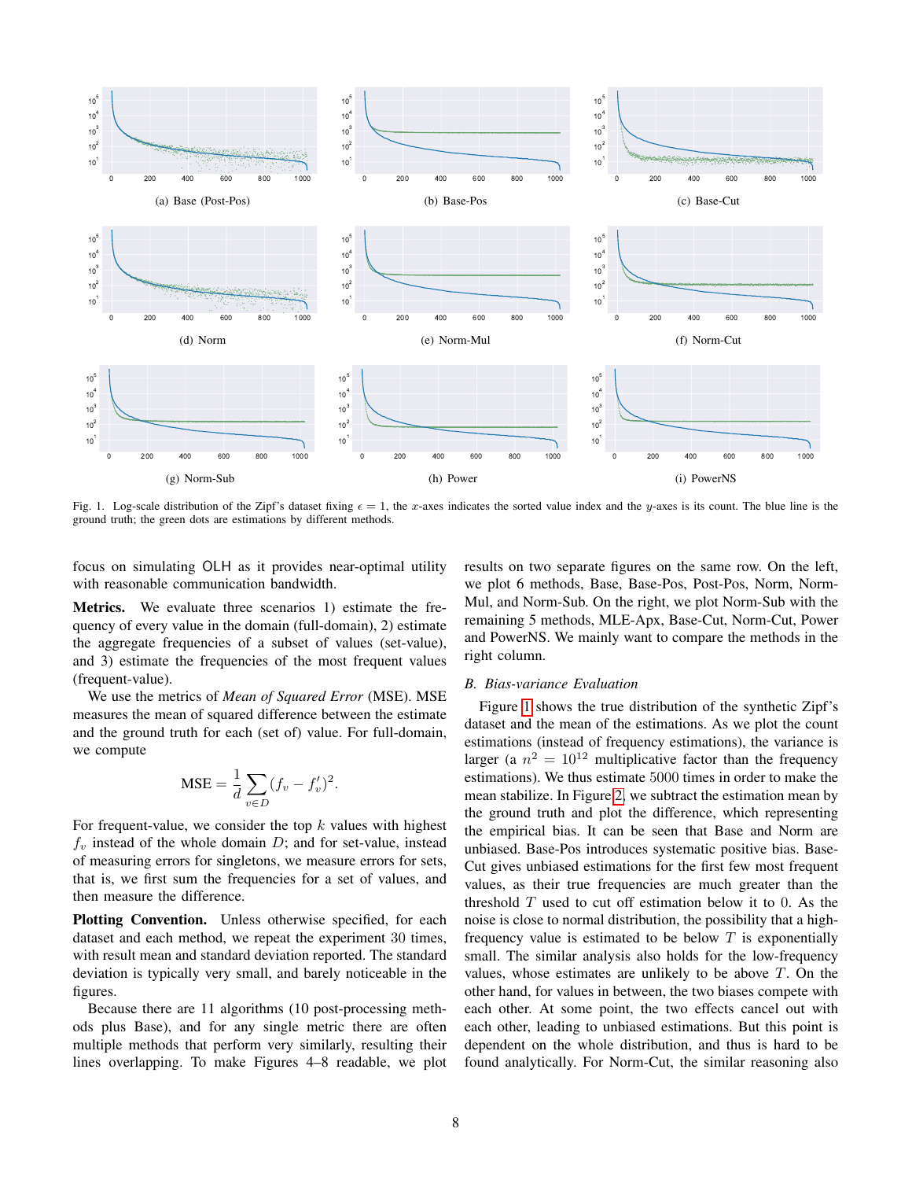(a) Base (Post-Pos)

(b) Base-Pos

(c) Base-Cut

(d) Norm

(e) Norm-Mul

(f) Norm-Cut

(g) Norm-Sub

(h) Power

(i) PowerNS

Fig. 1. Log-scale distribution of the Zipf's dataset fixing $\epsilon = 1$, the $x$-axes indicates the sorted value index and the $y$-axes is its count. The blue line is the ground truth; the green dots are estimations by different methods.

focus on simulating OLH as it provides near-optimal utility with reasonable communication bandwidth.

**Metrics.** We evaluate three scenarios 1) estimate the frequency of every value in the domain (full-domain), 2) estimate the aggregate frequencies of a subset of values (set-value), and 3) estimate the frequencies of the most frequent values (frequent-value).

We use the metrics of *Mean of Squared Error* (MSE). MSE measures the mean of squared difference between the estimate and the ground truth for each (set of) value. For full-domain, we compute

$$\text{MSE} = \frac{1}{d}\sum_{v \in D}(f_v - f'_v)^2.$$

For frequent-value, we consider the top $k$ values with highest $f_v$ instead of the whole domain $D$; and for set-value, instead of measuring errors for singletons, we measure errors for sets, that is, we first sum the frequencies for a set of values, and then measure the difference.

**Plotting Convention.** Unless otherwise specified, for each dataset and each method, we repeat the experiment 30 times, with result mean and standard deviation reported. The standard deviation is typically very small, and barely noticeable in the figures.

Because there are 11 algorithms (10 post-processing methods plus Base), and for any single metric there are often multiple methods that perform very similarly, resulting their lines overlapping. To make Figures 4–8 readable, we plot results on two separate figures on the same row. On the left, we plot 6 methods, Base, Base-Pos, Post-Pos, Norm, Norm-Mul, and Norm-Sub. On the right, we plot Norm-Sub with the remaining 5 methods, MLE-Apx, Base-Cut, Norm-Cut, Power and PowerNS. We mainly want to compare the methods in the right column.

### B. Bias-variance Evaluation

Figure 1 shows the true distribution of the synthetic Zipf's dataset and the mean of the estimations. As we plot the count estimations (instead of frequency estimations), the variance is larger (a $n^2 = 10^{12}$ multiplicative factor than the frequency estimations). We thus estimate 5000 times in order to make the mean stabilize. In Figure 2, we subtract the estimation mean by the ground truth and plot the difference, which representing the empirical bias. It can be seen that Base and Norm are unbiased. Base-Pos introduces systematic positive bias. Base-Cut gives unbiased estimations for the first few most frequent values, as their true frequencies are much greater than the threshold $T$ used to cut off estimation below it to 0. As the noise is close to normal distribution, the possibility that a high-frequency value is estimated to be below $T$ is exponentially small. The similar analysis also holds for the low-frequency values, whose estimates are unlikely to be above $T$. On the other hand, for values in between, the two biases compete with each other. At some point, the two effects cancel out with each other, leading to unbiased estimations. But this point is dependent on the whole distribution, and thus is hard to be found analytically. For Norm-Cut, the similar reasoning also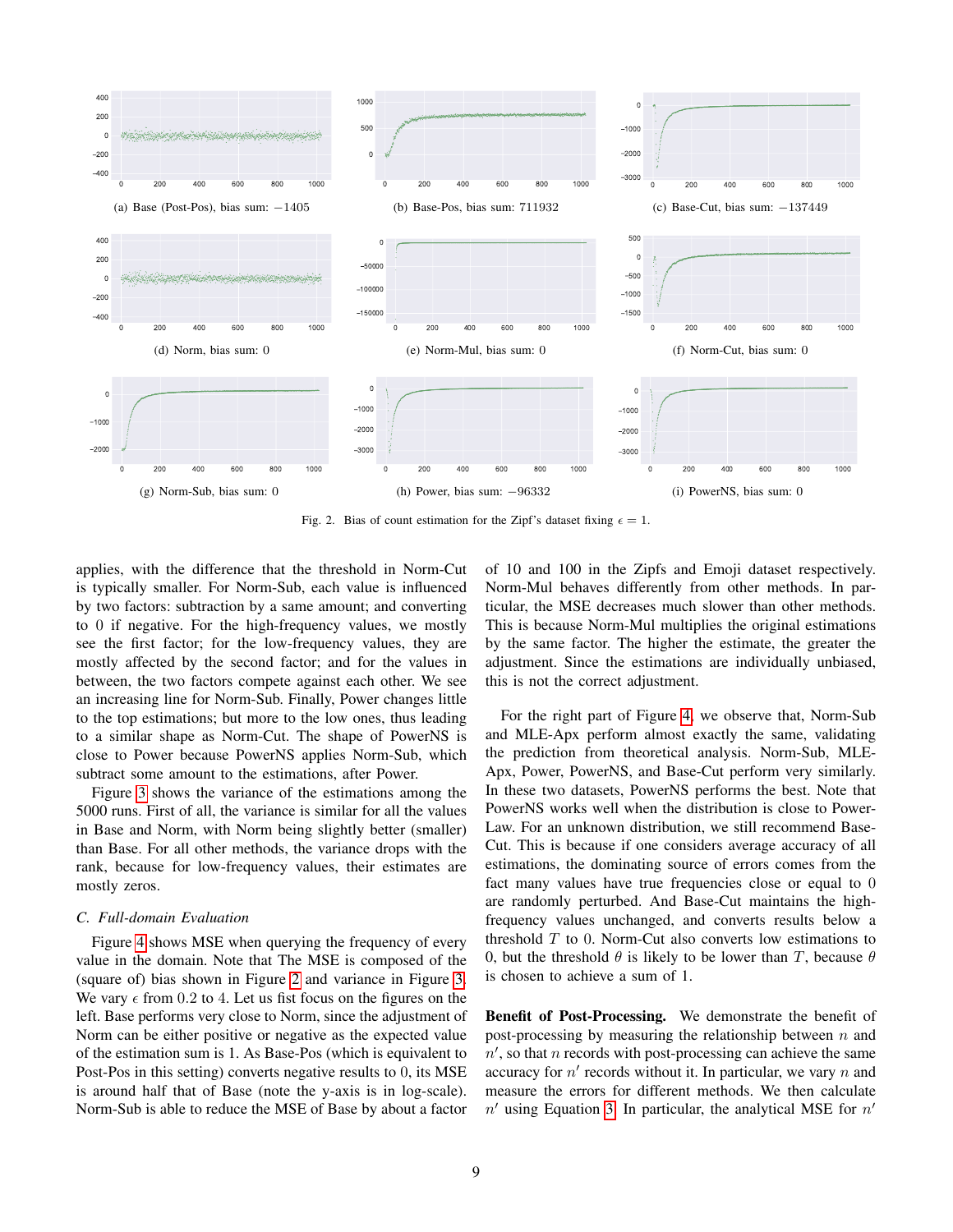(a) Base (Post-Pos), bias sum: $-1405$

(b) Base-Pos, bias sum: 711932

(c) Base-Cut, bias sum: $-137449$

(d) Norm, bias sum: 0

(e) Norm-Mul, bias sum: 0

(f) Norm-Cut, bias sum: 0

(g) Norm-Sub, bias sum: 0

(h) Power, bias sum: $-96332$

(i) PowerNS, bias sum: 0

Fig. 2. Bias of count estimation for the Zipf's dataset fixing $\epsilon = 1$.

applies, with the difference that the threshold in Norm-Cut is typically smaller. For Norm-Sub, each value is influenced by two factors: subtraction by a same amount; and converting to 0 if negative. For the high-frequency values, we mostly see the first factor; for the low-frequency values, they are mostly affected by the second factor; and for the values in between, the two factors compete against each other. We see an increasing line for Norm-Sub. Finally, Power changes little to the top estimations; but more to the low ones, thus leading to a similar shape as Norm-Cut. The shape of PowerNS is close to Power because PowerNS applies Norm-Sub, which subtract some amount to the estimations, after Power.

Figure 3 shows the variance of the estimations among the 5000 runs. First of all, the variance is similar for all the values in Base and Norm, with Norm being slightly better (smaller) than Base. For all other methods, the variance drops with the rank, because for low-frequency values, their estimates are mostly zeros.

### C. Full-domain Evaluation

Figure 4 shows MSE when querying the frequency of every value in the domain. Note that The MSE is composed of the (square of) bias shown in Figure 2 and variance in Figure 3. We vary $\epsilon$ from 0.2 to 4. Let us fist focus on the figures on the left. Base performs very close to Norm, since the adjustment of Norm can be either positive or negative as the expected value of the estimation sum is 1. As Base-Pos (which is equivalent to Post-Pos in this setting) converts negative results to 0, its MSE is around half that of Base (note the y-axis is in log-scale). Norm-Sub is able to reduce the MSE of Base by about a factor of 10 and 100 in the Zipfs and Emoji dataset respectively. Norm-Mul behaves differently from other methods. In particular, the MSE decreases much slower than other methods. This is because Norm-Mul multiplies the original estimations by the same factor. The higher the estimate, the greater the adjustment. Since the estimations are individually unbiased, this is not the correct adjustment.

For the right part of Figure 4, we observe that, Norm-Sub and MLE-Apx perform almost exactly the same, validating the prediction from theoretical analysis. Norm-Sub, MLE-Apx, Power, PowerNS, and Base-Cut perform very similarly. In these two datasets, PowerNS performs the best. Note that PowerNS works well when the distribution is close to Power-Law. For an unknown distribution, we still recommend Base-Cut. This is because if one considers average accuracy of all estimations, the dominating source of errors comes from the fact many values have true frequencies close or equal to 0 are randomly perturbed. And Base-Cut maintains the high-frequency values unchanged, and converts results below a threshold $T$ to 0. Norm-Cut also converts low estimations to 0, but the threshold $\theta$ is likely to be lower than $T$, because $\theta$ is chosen to achieve a sum of 1.

**Benefit of Post-Processing.** We demonstrate the benefit of post-processing by measuring the relationship between $n$ and $n'$, so that $n$ records with post-processing can achieve the same accuracy for $n'$ records without it. In particular, we vary $n$ and measure the errors for different methods. We then calculate $n'$ using Equation 3. In particular, the analytical MSE for $n'$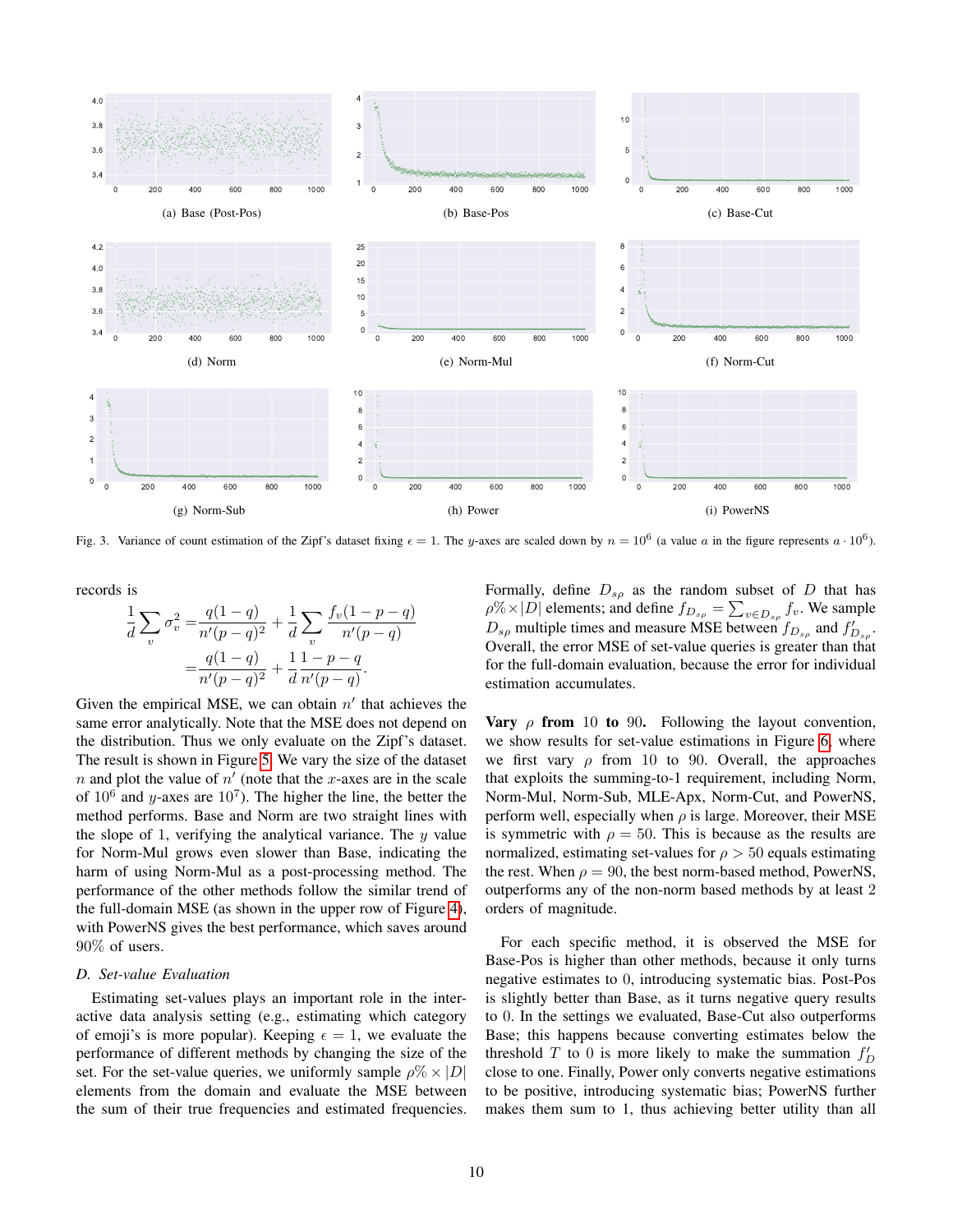Fig. 3. Variance of count estimation of the Zipf's dataset fixing $\epsilon = 1$. The $y$-axes are scaled down by $n = 10^6$ (a value $a$ in the figure represents $a \cdot 10^6$).

records is

$$\frac{1}{d}\sum_v \sigma_v^2 = \frac{q(1-q)}{n'(p-q)^2} + \frac{1}{d}\sum_v \frac{f_v(1-p-q)}{n'(p-q)}$$
$$= \frac{q(1-q)}{n'(p-q)^2} + \frac{1}{d}\frac{1-p-q}{n'(p-q)}.$$

Given the empirical MSE, we can obtain $n'$ that achieves the same error analytically. Note that the MSE does not depend on the distribution. Thus we only evaluate on the Zipf's dataset. The result is shown in Figure 5. We vary the size of the dataset $n$ and plot the value of $n'$ (note that the $x$-axes are in the scale of $10^6$ and $y$-axes are $10^7$). The higher the line, the better the method performs. Base and Norm are two straight lines with the slope of 1, verifying the analytical variance. The $y$ value for Norm-Mul grows even slower than Base, indicating the harm of using Norm-Mul as a post-processing method. The performance of the other methods follow the similar trend of the full-domain MSE (as shown in the upper row of Figure 4), with PowerNS gives the best performance, which saves around 90% of users.

### D. Set-value Evaluation

Estimating set-values plays an important role in the interactive data analysis setting (e.g., estimating which category of emoji's is more popular). Keeping $\epsilon = 1$, we evaluate the performance of different methods by changing the size of the set. For the set-value queries, we uniformly sample $\rho\% \times |D|$ elements from the domain and evaluate the MSE between the sum of their true frequencies and estimated frequencies. Formally, define $D_{s\rho}$ as the random subset of $D$ that has $\rho\% \times |D|$ elements; and define $f_{D_{s\rho}} = \sum_{v \in D_{s\rho}} f_v$. We sample $D_{s\rho}$ multiple times and measure MSE between $f_{D_{s\rho}}$ and $f'_{D_{s\rho}}$. Overall, the error MSE of set-value queries is greater than that for the full-domain evaluation, because the error for individual estimation accumulates.

**Vary $\rho$ from 10 to 90.** Following the layout convention, we show results for set-value estimations in Figure 6, where we first vary $\rho$ from 10 to 90. Overall, the approaches that exploits the summing-to-1 requirement, including Norm, Norm-Mul, Norm-Sub, MLE-Apx, Norm-Cut, and PowerNS, perform well, especially when $\rho$ is large. Moreover, their MSE is symmetric with $\rho = 50$. This is because as the results are normalized, estimating set-values for $\rho > 50$ equals estimating the rest. When $\rho = 90$, the best norm-based method, PowerNS, outperforms any of the non-norm based methods by at least 2 orders of magnitude.

For each specific method, it is observed the MSE for Base-Pos is higher than other methods, because it only turns negative estimates to 0, introducing systematic bias. Post-Pos is slightly better than Base, as it turns negative query results to 0. In the settings we evaluated, Base-Cut also outperforms Base; this happens because converting estimates below the threshold $T$ to 0 is more likely to make the summation $f'_D$ close to one. Finally, Power only converts negative estimations to be positive, introducing systematic bias; PowerNS further makes them sum to 1, thus achieving better utility than all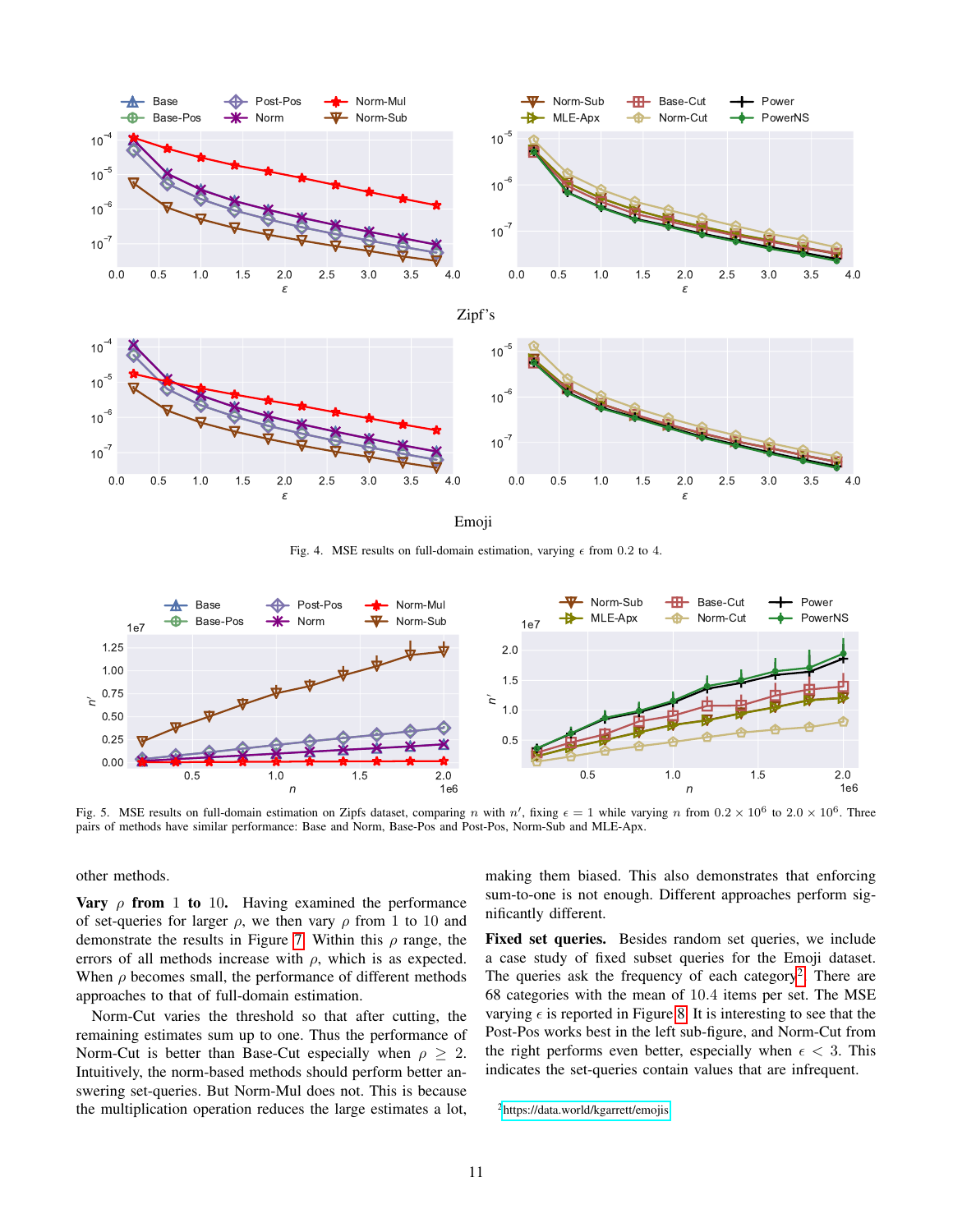Zipf's

Emoji

Fig. 4. MSE results on full-domain estimation, varying $\epsilon$ from 0.2 to 4.

Fig. 5. MSE results on full-domain estimation on Zipfs dataset, comparing $n$ with $n'$, fixing $\epsilon = 1$ while varying $n$ from $0.2 \times 10^6$ to $2.0 \times 10^6$. Three pairs of methods have similar performance: Base and Norm, Base-Pos and Post-Pos, Norm-Sub and MLE-Apx.

other methods.

**Vary $\rho$ from 1 to 10.** Having examined the performance of set-queries for larger $\rho$, we then vary $\rho$ from 1 to 10 and demonstrate the results in Figure 7. Within this $\rho$ range, the errors of all methods increase with $\rho$, which is as expected. When $\rho$ becomes small, the performance of different methods approaches to that of full-domain estimation.

Norm-Cut varies the threshold so that after cutting, the remaining estimates sum up to one. Thus the performance of Norm-Cut is better than Base-Cut especially when $\rho \geq 2$. Intuitively, the norm-based methods should perform better answering set-queries. But Norm-Mul does not. This is because the multiplication operation reduces the large estimates a lot, making them biased. This also demonstrates that enforcing sum-to-one is not enough. Different approaches perform significantly different.

**Fixed set queries.** Besides random set queries, we include a case study of fixed subset queries for the Emoji dataset. The queries ask the frequency of each category[2]. There are 68 categories with the mean of 10.4 items per set. The MSE varying $\epsilon$ is reported in Figure 8. It is interesting to see that the Post-Pos works best in the left sub-figure, and Norm-Cut from the right performs even better, especially when $\epsilon < 3$. This indicates the set-queries contain values that are infrequent.

[2] https://data.world/kgarrett/emojis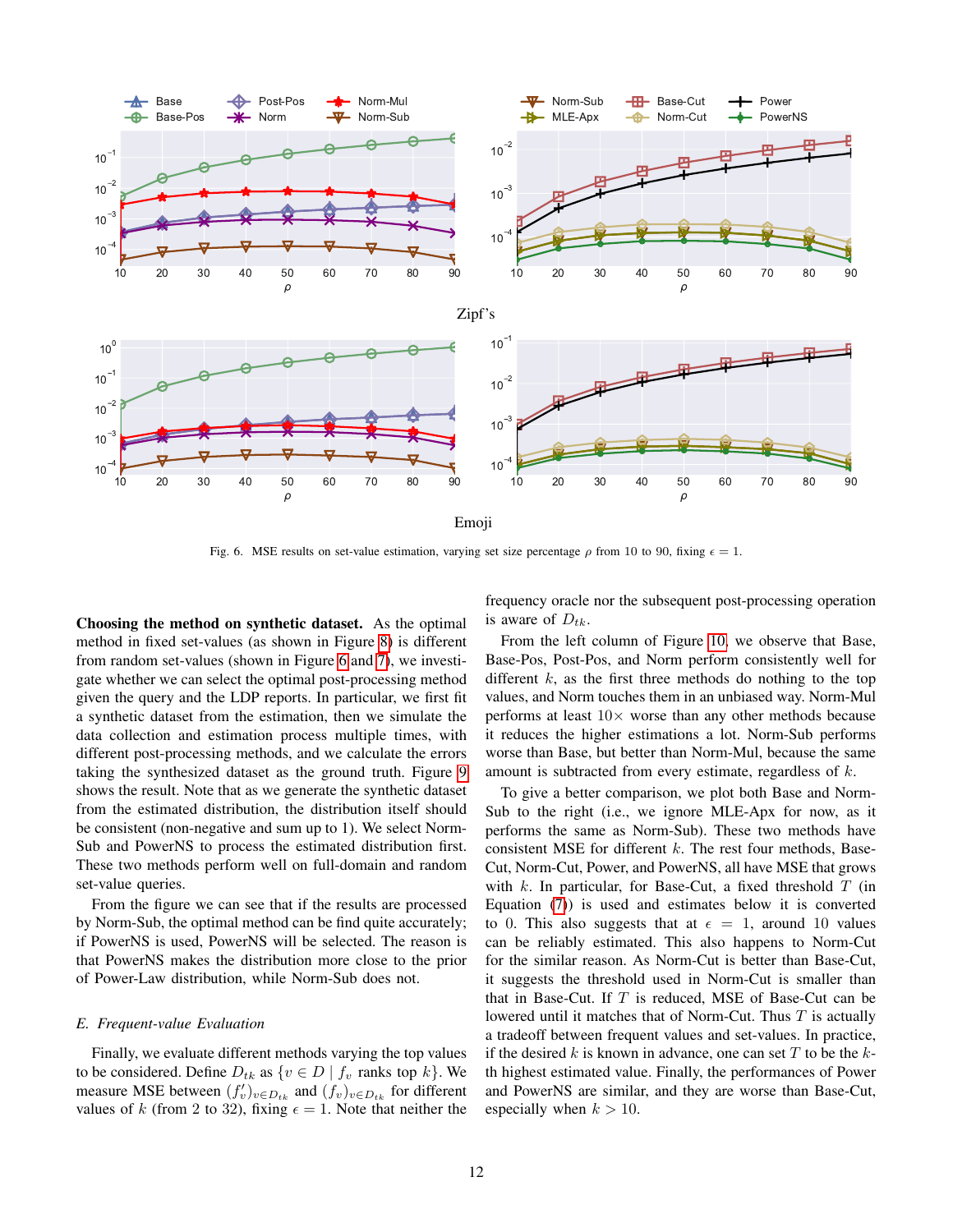Zipf's

Emoji

Fig. 6. MSE results on set-value estimation, varying set size percentage $\rho$ from 10 to 90, fixing $\epsilon = 1$.

**Choosing the method on synthetic dataset.** As the optimal method in fixed set-values (as shown in Figure 8) is different from random set-values (shown in Figure 6 and 7), we investigate whether we can select the optimal post-processing method given the query and the LDP reports. In particular, we first fit a synthetic dataset from the estimation, then we simulate the data collection and estimation process multiple times, with different post-processing methods, and we calculate the errors taking the synthesized dataset as the ground truth. Figure 9 shows the result. Note that as we generate the synthetic dataset from the estimated distribution, the distribution itself should be consistent (non-negative and sum up to 1). We select Norm-Sub and PowerNS to process the estimated distribution first. These two methods perform well on full-domain and random set-value queries.

From the figure we can see that if the results are processed by Norm-Sub, the optimal method can be find quite accurately; if PowerNS is used, PowerNS will be selected. The reason is that PowerNS makes the distribution more close to the prior of Power-Law distribution, while Norm-Sub does not.

## *E. Frequent-value Evaluation*

Finally, we evaluate different methods varying the top values to be considered. Define $D_{tk}$ as $\{v \in D \mid f_v \text{ ranks top } k\}$. We measure MSE between $(f'_v)_{v \in D_{tk}}$ and $(f_v)_{v \in D_{tk}}$ for different values of $k$ (from 2 to 32), fixing $\epsilon = 1$. Note that neither the frequency oracle nor the subsequent post-processing operation is aware of $D_{tk}$.

From the left column of Figure 10, we observe that Base, Base-Pos, Post-Pos, and Norm perform consistently well for different $k$, as the first three methods do nothing to the top values, and Norm touches them in an unbiased way. Norm-Mul performs at least $10\times$ worse than any other methods because it reduces the higher estimations a lot. Norm-Sub performs worse than Base, but better than Norm-Mul, because the same amount is subtracted from every estimate, regardless of $k$.

To give a better comparison, we plot both Base and Norm-Sub to the right (i.e., we ignore MLE-Apx for now, as it performs the same as Norm-Sub). These two methods have consistent MSE for different $k$. The rest four methods, Base-Cut, Norm-Cut, Power, and PowerNS, all have MSE that grows with $k$. In particular, for Base-Cut, a fixed threshold $T$ (in Equation (7)) is used and estimates below it is converted to 0. This also suggests that at $\epsilon = 1$, around 10 values can be reliably estimated. This also happens to Norm-Cut for the similar reason. As Norm-Cut is better than Base-Cut, it suggests the threshold used in Norm-Cut is smaller than that in Base-Cut. If $T$ is reduced, MSE of Base-Cut can be lowered until it matches that of Norm-Cut. Thus $T$ is actually a tradeoff between frequent values and set-values. In practice, if the desired $k$ is known in advance, one can set $T$ to be the $k$-th highest estimated value. Finally, the performances of Power and PowerNS are similar, and they are worse than Base-Cut, especially when $k > 10$.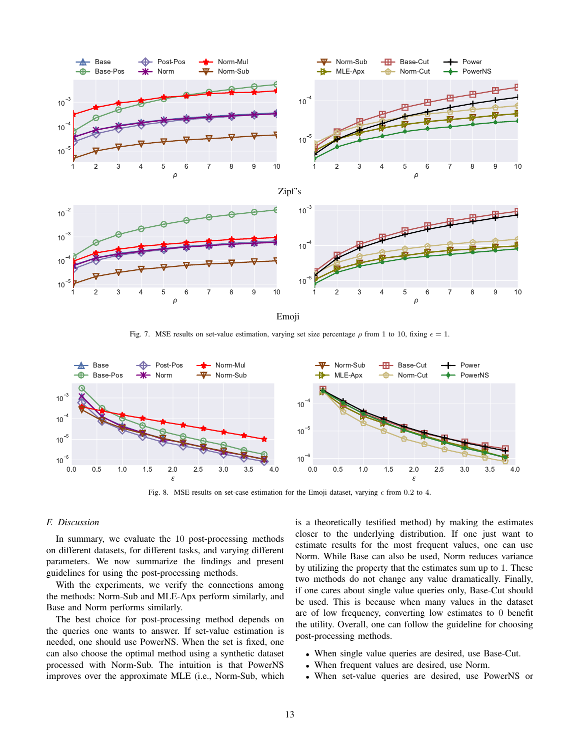Zipf's

Emoji

Fig. 7. MSE results on set-value estimation, varying set size percentage $\rho$ from 1 to 10, fixing $\epsilon = 1$.

Fig. 8. MSE results on set-case estimation for the Emoji dataset, varying $\epsilon$ from 0.2 to 4.

### *F. Discussion*

In summary, we evaluate the 10 post-processing methods on different datasets, for different tasks, and varying different parameters. We now summarize the findings and present guidelines for using the post-processing methods.

With the experiments, we verify the connections among the methods: Norm-Sub and MLE-Apx perform similarly, and Base and Norm performs similarly.

The best choice for post-processing method depends on the queries one wants to answer. If set-value estimation is needed, one should use PowerNS. When the set is fixed, one can also choose the optimal method using a synthetic dataset processed with Norm-Sub. The intuition is that PowerNS improves over the approximate MLE (i.e., Norm-Sub, which is a theoretically testified method) by making the estimates closer to the underlying distribution. If one just want to estimate results for the most frequent values, one can use Norm. While Base can also be used, Norm reduces variance by utilizing the property that the estimates sum up to 1. These two methods do not change any value dramatically. Finally, if one cares about single value queries only, Base-Cut should be used. This is because when many values in the dataset are of low frequency, converting low estimates to 0 benefit the utility. Overall, one can follow the guideline for choosing post-processing methods.

- When single value queries are desired, use Base-Cut.
- When frequent values are desired, use Norm.
- When set-value queries are desired, use PowerNS or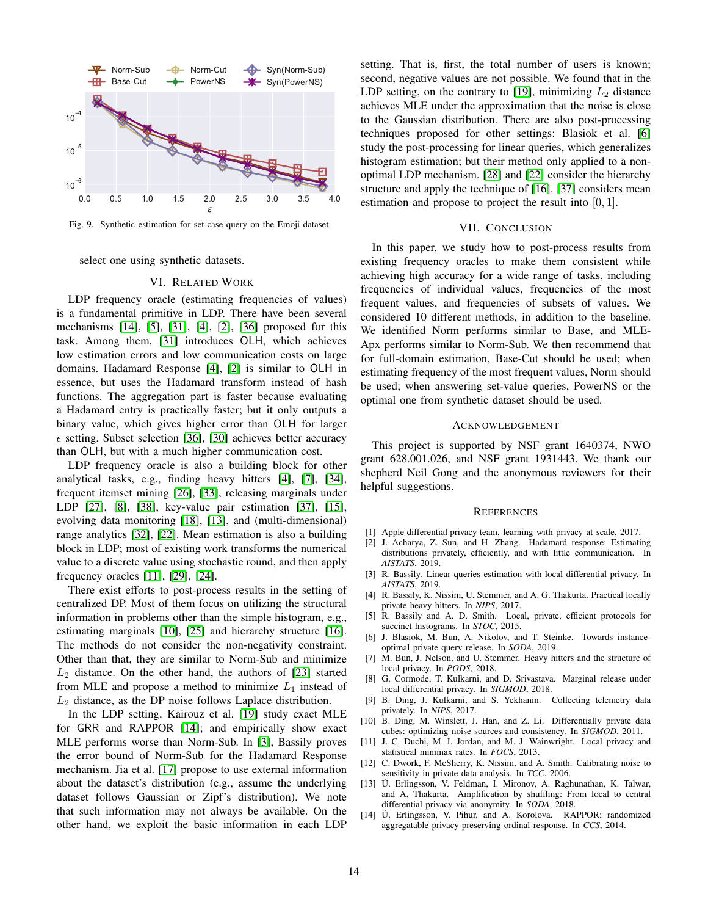Fig. 9. Synthetic estimation for set-case query on the Emoji dataset.

select one using synthetic datasets.

## VI. Related Work

LDP frequency oracle (estimating frequencies of values) is a fundamental primitive in LDP. There have been several mechanisms [14], [5], [31], [4], [2], [36] proposed for this task. Among them, [31] introduces OLH, which achieves low estimation errors and low communication costs on large domains. Hadamard Response [4], [2] is similar to OLH in essence, but uses the Hadamard transform instead of hash functions. The aggregation part is faster because evaluating a Hadamard entry is practically faster; but it only outputs a binary value, which gives higher error than OLH for larger $\epsilon$ setting. Subset selection [36], [30] achieves better accuracy than OLH, but with a much higher communication cost.

LDP frequency oracle is also a building block for other analytical tasks, e.g., finding heavy hitters [4], [7], [34], frequent itemset mining [26], [33], releasing marginals under LDP [27], [8], [38], key-value pair estimation [37], [15], evolving data monitoring [18], [13], and (multi-dimensional) range analytics [32], [22]. Mean estimation is also a building block in LDP; most of existing work transforms the numerical value to a discrete value using stochastic round, and then apply frequency oracles [11], [29], [24].

There exist efforts to post-process results in the setting of centralized DP. Most of them focus on utilizing the structural information in problems other than the simple histogram, e.g., estimating marginals [10], [25] and hierarchy structure [16]. The methods do not consider the non-negativity constraint. Other than that, they are similar to Norm-Sub and minimize $L_2$ distance. On the other hand, the authors of [23] started from MLE and propose a method to minimize $L_1$ instead of $L_2$ distance, as the DP noise follows Laplace distribution.

In the LDP setting, Kairouz et al. [19] study exact MLE for GRR and RAPPOR [14]; and empirically show that exact MLE performs worse than Norm-Sub. In [3], Bassily proves the error bound of Norm-Sub for the Hadamard Response mechanism. Jia et al. [17] propose to use external information about the dataset's distribution (e.g., assume the underlying dataset follows Gaussian or Zipf's distribution). We note that such information may not always be available. On the other hand, we exploit the basic information in each LDP setting. That is, first, the total number of users is known; second, negative values are not possible. We found that in the LDP setting, on the contrary to [19], minimizing $L_2$ distance achieves MLE under the approximation that the noise is close to the Gaussian distribution. There are also post-processing techniques proposed for other settings: Blasiok et al. [6] study the post-processing for linear queries, which generalizes histogram estimation; but their method only applied to a non-optimal LDP mechanism. [28] and [22] consider the hierarchy structure and apply the technique of [16]. [37] considers mean estimation and propose to project the result into $[0, 1]$.

## VII. Conclusion

In this paper, we study how to post-process results from existing frequency oracles to make them consistent while achieving high accuracy for a wide range of tasks, including frequencies of individual values, frequencies of the most frequent values, and frequencies of subsets of values. We considered 10 different methods, in addition to the baseline. We identified Norm performs similar to Base, and MLE-Apx performs similar to Norm-Sub. We then recommend that for full-domain estimation, Base-Cut should be used; when estimating frequency of the most frequent values, Norm should be used; when answering set-value queries, PowerNS or the optimal one from synthetic dataset should be used.

## Acknowledgement

This project is supported by NSF grant 1640374, NWO grant 628.001.026, and NSF grant 1931443. We thank our shepherd Neil Gong and the anonymous reviewers for their helpful suggestions.

## References

[1] Apple differential privacy team, learning with privacy at scale, 2017.

[2] J. Acharya, Z. Sun, and H. Zhang. Hadamard response: Estimating distributions privately, efficiently, and with little communication. In *AISTATS*, 2019.

[3] R. Bassily. Linear queries estimation with local differential privacy. In *AISTATS*, 2019.

[4] R. Bassily, K. Nissim, U. Stemmer, and A. G. Thakurta. Practical locally private heavy hitters. In *NIPS*, 2017.

[5] R. Bassily and A. D. Smith. Local, private, efficient protocols for succinct histograms. In *STOC*, 2015.

[6] J. Blasiok, M. Bun, A. Nikolov, and T. Steinke. Towards instance-optimal private query release. In *SODA*, 2019.

[7] M. Bun, J. Nelson, and U. Stemmer. Heavy hitters and the structure of local privacy. In *PODS*, 2018.

[8] G. Cormode, T. Kulkarni, and D. Srivastava. Marginal release under local differential privacy. In *SIGMOD*, 2018.

[9] B. Ding, J. Kulkarni, and S. Yekhanin. Collecting telemetry data privately. In *NIPS*, 2017.

[10] B. Ding, M. Winslett, J. Han, and Z. Li. Differentially private data cubes: optimizing noise sources and consistency. In *SIGMOD*, 2011.

[11] J. C. Duchi, M. I. Jordan, and M. J. Wainwright. Local privacy and statistical minimax rates. In *FOCS*, 2013.

[12] C. Dwork, F. McSherry, K. Nissim, and A. Smith. Calibrating noise to sensitivity in private data analysis. In *TCC*, 2006.

[13] Ú. Erlingsson, V. Feldman, I. Mironov, A. Raghunathan, K. Talwar, and A. Thakurta. Amplification by shuffling: From local to central differential privacy via anonymity. In *SODA*, 2018.

[14] Ú. Erlingsson, V. Pihur, and A. Korolova. RAPPOR: randomized aggregatable privacy-preserving ordinal response. In *CCS*, 2014.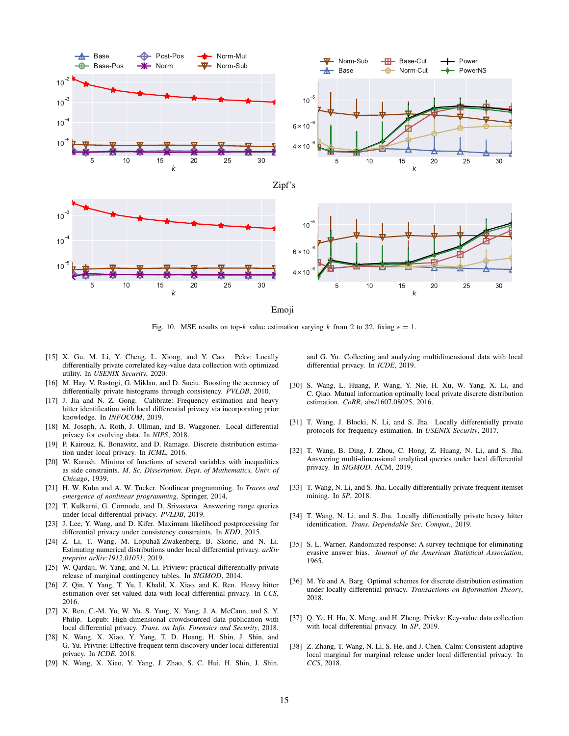Fig. 10. MSE results on top-$k$ value estimation varying $k$ from 2 to 32, fixing $\epsilon = 1$.

[15] X. Gu, M. Li, Y. Cheng, L. Xiong, and Y. Cao. Pckv: Locally differentially private correlated key-value data collection with optimized utility. In *USENIX Security*, 2020.

[16] M. Hay, V. Rastogi, G. Miklau, and D. Suciu. Boosting the accuracy of differentially private histograms through consistency. *PVLDB*, 2010.

[17] J. Jia and N. Z. Gong. Calibrate: Frequency estimation and heavy hitter identification with local differential privacy via incorporating prior knowledge. In *INFOCOM*, 2019.

[18] M. Joseph, A. Roth, J. Ullman, and B. Waggoner. Local differential privacy for evolving data. In *NIPS*, 2018.

[19] P. Kairouz, K. Bonawitz, and D. Ramage. Discrete distribution estimation under local privacy. In *ICML*, 2016.

[20] W. Karush. Minima of functions of several variables with inequalities as side constraints. *M. Sc. Dissertation. Dept. of Mathematics, Univ. of Chicago*, 1939.

[21] H. W. Kuhn and A. W. Tucker. Nonlinear programming. In *Traces and emergence of nonlinear programming*. Springer, 2014.

[22] T. Kulkarni, G. Cormode, and D. Srivastava. Answering range queries under local differential privacy. *PVLDB*, 2019.

[23] J. Lee, Y. Wang, and D. Kifer. Maximum likelihood postprocessing for differential privacy under consistency constraints. In *KDD*, 2015.

[24] Z. Li, T. Wang, M. Lopuhaä-Zwakenberg, B. Skoric, and N. Li. Estimating numerical distributions under local differential privacy. *arXiv preprint arXiv:1912.01051*, 2019.

[25] W. Qardaji, W. Yang, and N. Li. Priview: practical differentially private release of marginal contingency tables. In *SIGMOD*, 2014.

[26] Z. Qin, Y. Yang, T. Yu, I. Khalil, X. Xiao, and K. Ren. Heavy hitter estimation over set-valued data with local differential privacy. In *CCS*, 2016.

[27] X. Ren, C.-M. Yu, W. Yu, S. Yang, X. Yang, J. A. McCann, and S. Y. Philip. Lopub: High-dimensional crowdsourced data publication with local differential privacy. *Trans. on Info. Forensics and Security*, 2018.

[28] N. Wang, X. Xiao, Y. Yang, T. D. Hoang, H. Shin, J. Shin, and G. Yu. Privtrie: Effective frequent term discovery under local differential privacy. In *ICDE*, 2018.

[29] N. Wang, X. Xiao, Y. Yang, J. Zhao, S. C. Hui, H. Shin, J. Shin, and G. Yu. Collecting and analyzing multidimensional data with local differential privacy. In *ICDE*, 2019.

[30] S. Wang, L. Huang, P. Wang, Y. Nie, H. Xu, W. Yang, X. Li, and C. Qiao. Mutual information optimally local private discrete distribution estimation. *CoRR*, abs/1607.08025, 2016.

[31] T. Wang, J. Blocki, N. Li, and S. Jha. Locally differentially private protocols for frequency estimation. In *USENIX Security*, 2017.

[32] T. Wang, B. Ding, J. Zhou, C. Hong, Z. Huang, N. Li, and S. Jha. Answering multi-dimensional analytical queries under local differential privacy. In *SIGMOD*. ACM, 2019.

[33] T. Wang, N. Li, and S. Jha. Locally differentially private frequent itemset mining. In *SP*, 2018.

[34] T. Wang, N. Li, and S. Jha. Locally differentially private heavy hitter identification. *Trans. Dependable Sec. Comput.*, 2019.

[35] S. L. Warner. Randomized response: A survey technique for eliminating evasive answer bias. *Journal of the American Statistical Association*, 1965.

[36] M. Ye and A. Barg. Optimal schemes for discrete distribution estimation under locally differential privacy. *Transactions on Information Theory*, 2018.

[37] Q. Ye, H. Hu, X. Meng, and H. Zheng. Privkv: Key-value data collection with local differential privacy. In *SP*, 2019.

[38] Z. Zhang, T. Wang, N. Li, S. He, and J. Chen. Calm: Consistent adaptive local marginal for marginal release under local differential privacy. In *CCS*, 2018.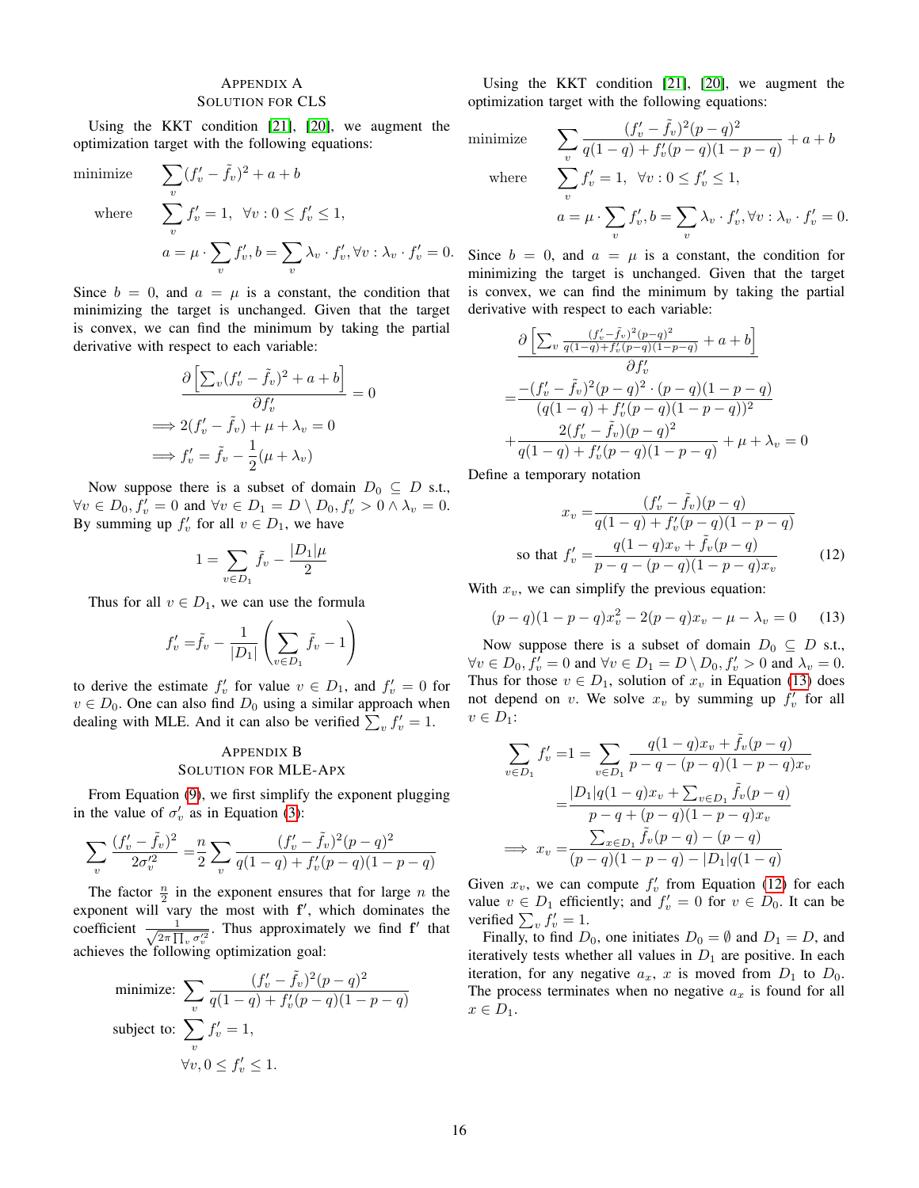## Appendix A
## Solution for CLS

Using the KKT condition [21], [20], we augment the optimization target with the following equations:

$$
\begin{aligned}
\text{minimize} \quad & \sum_v (f'_v - \tilde{f}_v)^2 + a + b \\
\text{where} \quad & \sum_v f'_v = 1, \ \ \forall v : 0 \leq f'_v \leq 1, \\
& a = \mu \cdot \sum_v f'_v, b = \sum_v \lambda_v \cdot f'_v, \forall v : \lambda_v \cdot f'_v = 0.
\end{aligned}
$$

Since $b = 0$, and $a = \mu$ is a constant, the condition that minimizing the target is unchanged. Given that the target is convex, we can find the minimum by taking the partial derivative with respect to each variable:

$$
\begin{aligned}
& \frac{\partial \left[ \sum_v (f'_v - \tilde{f}_v)^2 + a + b \right]}{\partial f'_v} = 0 \\
\Longrightarrow \ & 2(f'_v - \tilde{f}_v) + \mu + \lambda_v = 0 \\
\Longrightarrow \ & f'_v = \tilde{f}_v - \frac{1}{2}(\mu + \lambda_v)
\end{aligned}
$$

Now suppose there is a subset of domain $D_0 \subseteq D$ s.t., $\forall v \in D_0, f'_v = 0$ and $\forall v \in D_1 = D \setminus D_0, f'_v > 0 \wedge \lambda_v = 0$. By summing up $f'_v$ for all $v \in D_1$, we have

$$
1 = \sum_{v \in D_1} \tilde{f}_v - \frac{|D_1|\mu}{2}
$$

Thus for all $v \in D_1$, we can use the formula

$$
f'_v = \tilde{f}_v - \frac{1}{|D_1|} \left( \sum_{v \in D_1} \tilde{f}_v - 1 \right)
$$

to derive the estimate $f'_v$ for value $v \in D_1$, and $f'_v = 0$ for $v \in D_0$. One can also find $D_0$ using a similar approach when dealing with MLE. And it can also be verified $\sum_v f'_v = 1$.

## Appendix B
## Solution for MLE-Apx

From Equation (9), we first simplify the exponent plugging in the value of $\sigma'_v$ as in Equation (3):

$$
\sum_v \frac{(f'_v - \tilde{f}_v)^2}{2\sigma'^2_v} = \frac{n}{2} \sum_v \frac{(f'_v - \tilde{f}_v)^2 (p-q)^2}{q(1-q) + f'_v(p-q)(1-p-q)}
$$

The factor $\frac{n}{2}$ in the exponent ensures that for large $n$ the exponent will vary the most with $\mathbf{f}'$, which dominates the coefficient $\frac{1}{\sqrt{2\pi \prod_v \sigma'^2_v}}$. Thus approximately we find $\mathbf{f}'$ that achieves the following optimization goal:

$$
\begin{aligned}
\text{minimize:} \ & \sum_v \frac{(f'_v - \tilde{f}_v)^2 (p-q)^2}{q(1-q) + f'_v(p-q)(1-p-q)} \\
\text{subject to:} \ & \sum_v f'_v = 1, \\
& \forall v, 0 \leq f'_v \leq 1.
\end{aligned}
$$

Using the KKT condition [21], [20], we augment the optimization target with the following equations:

$$
\begin{aligned}
\text{minimize} \quad & \sum_v \frac{(f'_v - \tilde{f}_v)^2 (p-q)^2}{q(1-q) + f'_v(p-q)(1-p-q)} + a + b \\
\text{where} \quad & \sum_v f'_v = 1, \ \ \forall v : 0 \leq f'_v \leq 1, \\
& a = \mu \cdot \sum_v f'_v, b = \sum_v \lambda_v \cdot f'_v, \forall v : \lambda_v \cdot f'_v = 0.
\end{aligned}
$$

Since $b = 0$, and $a = \mu$ is a constant, the condition for minimizing the target is unchanged. Given that the target is convex, we can find the minimum by taking the partial derivative with respect to each variable:

$$
\begin{aligned}
& \frac{\partial \left[ \sum_v \frac{(f'_v - \tilde{f}_v)^2 (p-q)^2}{q(1-q) + f'_v(p-q)(1-p-q)} + a + b \right]}{\partial f'_v} \\
= & \frac{-(f'_v - \tilde{f}_v)^2 (p-q)^2 \cdot (p-q)(1-p-q)}{(q(1-q) + f'_v(p-q)(1-p-q))^2} \\
+ & \frac{2(f'_v - \tilde{f}_v)(p-q)^2}{q(1-q) + f'_v(p-q)(1-p-q)} + \mu + \lambda_v = 0
\end{aligned}
$$

Define a temporary notation

$$
\begin{aligned}
x_v = & \frac{(f'_v - \tilde{f}_v)(p-q)}{q(1-q) + f'_v(p-q)(1-p-q)} \\
\text{so that } f'_v = & \frac{q(1-q)x_v + \tilde{f}_v(p-q)}{p - q - (p-q)(1-p-q)x_v}
\end{aligned}
\tag{12}
$$

With $x_v$, we can simplify the previous equation:

$$
(p-q)(1-p-q)x_v^2 - 2(p-q)x_v - \mu - \lambda_v = 0 \tag{13}
$$

Now suppose there is a subset of domain $D_0 \subseteq D$ s.t., $\forall v \in D_0, f'_v = 0$ and $\forall v \in D_1 = D \setminus D_0, f'_v > 0$ and $\lambda_v = 0$. Thus for those $v \in D_1$, solution of $x_v$ in Equation (13) does not depend on $v$. We solve $x_v$ by summing up $f'_v$ for all $v \in D_1$:

$$
\begin{aligned}
\sum_{v \in D_1} f'_v = & 1 = \sum_{v \in D_1} \frac{q(1-q)x_v + \tilde{f}_v(p-q)}{p - q - (p-q)(1-p-q)x_v} \\
= & \frac{|D_1| q(1-q)x_v + \sum_{v \in D_1} \tilde{f}_v(p-q)}{p - q + (p-q)(1-p-q)x_v} \\
\Longrightarrow \ x_v = & \frac{\sum_{x \in D_1} \tilde{f}_v(p-q) - (p-q)}{(p-q)(1-p-q) - |D_1| q(1-q)}
\end{aligned}
$$

Given $x_v$, we can compute $f'_v$ from Equation (12) for each value $v \in D_1$ efficiently; and $f'_v = 0$ for $v \in D_0$. It can be verified $\sum_v f'_v = 1$.

Finally, to find $D_0$, one initiates $D_0 = \emptyset$ and $D_1 = D$, and iteratively tests whether all values in $D_1$ are positive. In each iteration, for any negative $a_x$, $x$ is moved from $D_1$ to $D_0$. The process terminates when no negative $a_x$ is found for all $x \in D_1$.